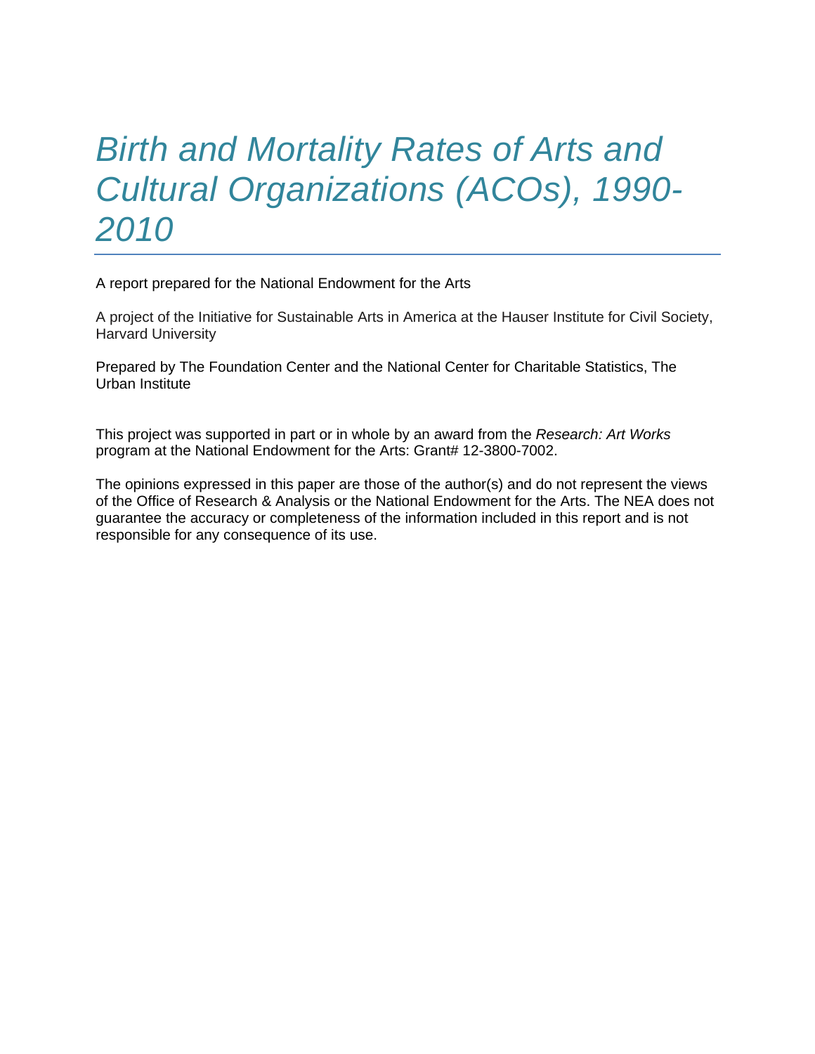# *Birth and Mortality Rates of Arts and Cultural Organizations (ACOs), 1990-2010*

A report prepared for the National Endowment for the Arts

A project of the Initiative for Sustainable Arts in America at the Hauser Institute for Civil Society, Harvard University

Prepared by The Foundation Center and the National Center for Charitable Statistics, The Urban Institute

This project was supported in part or in whole by an award from the *Research: Art Works* program at the National Endowment for the Arts: Grant# 12-3800-7002.

The opinions expressed in this paper are those of the author(s) and do not represent the views of the Office of Research & Analysis or the National Endowment for the Arts. The NEA does not guarantee the accuracy or completeness of the information included in this report and is not responsible for any consequence of its use.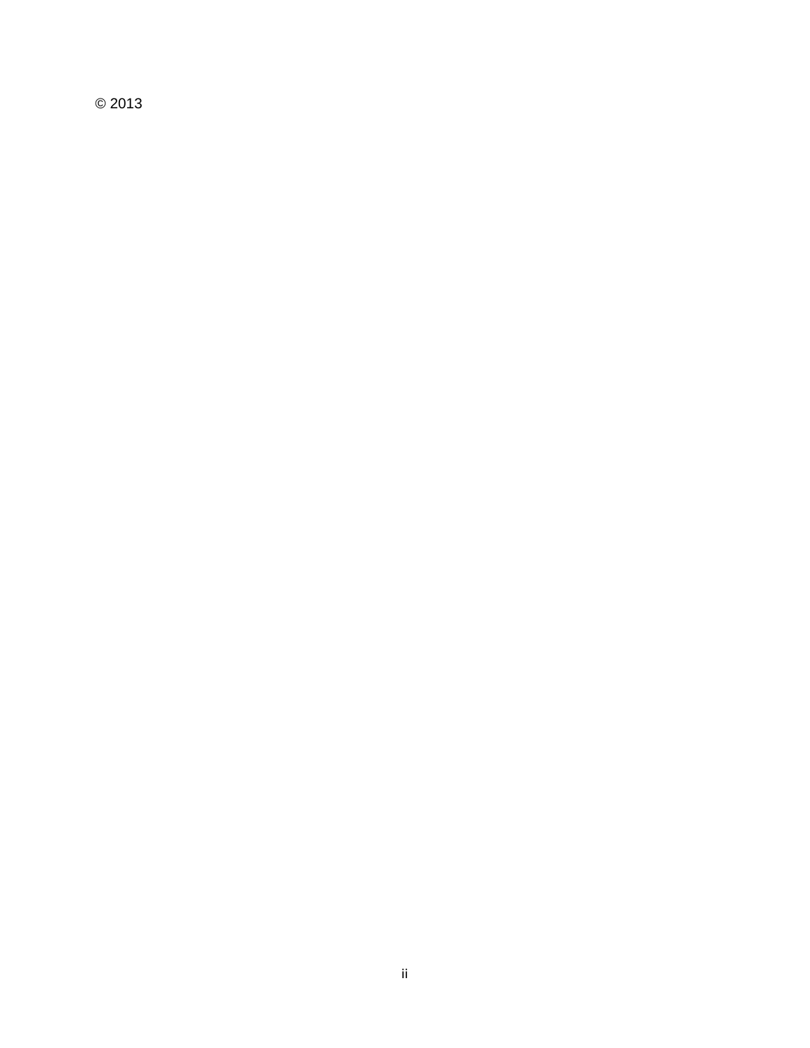© 2013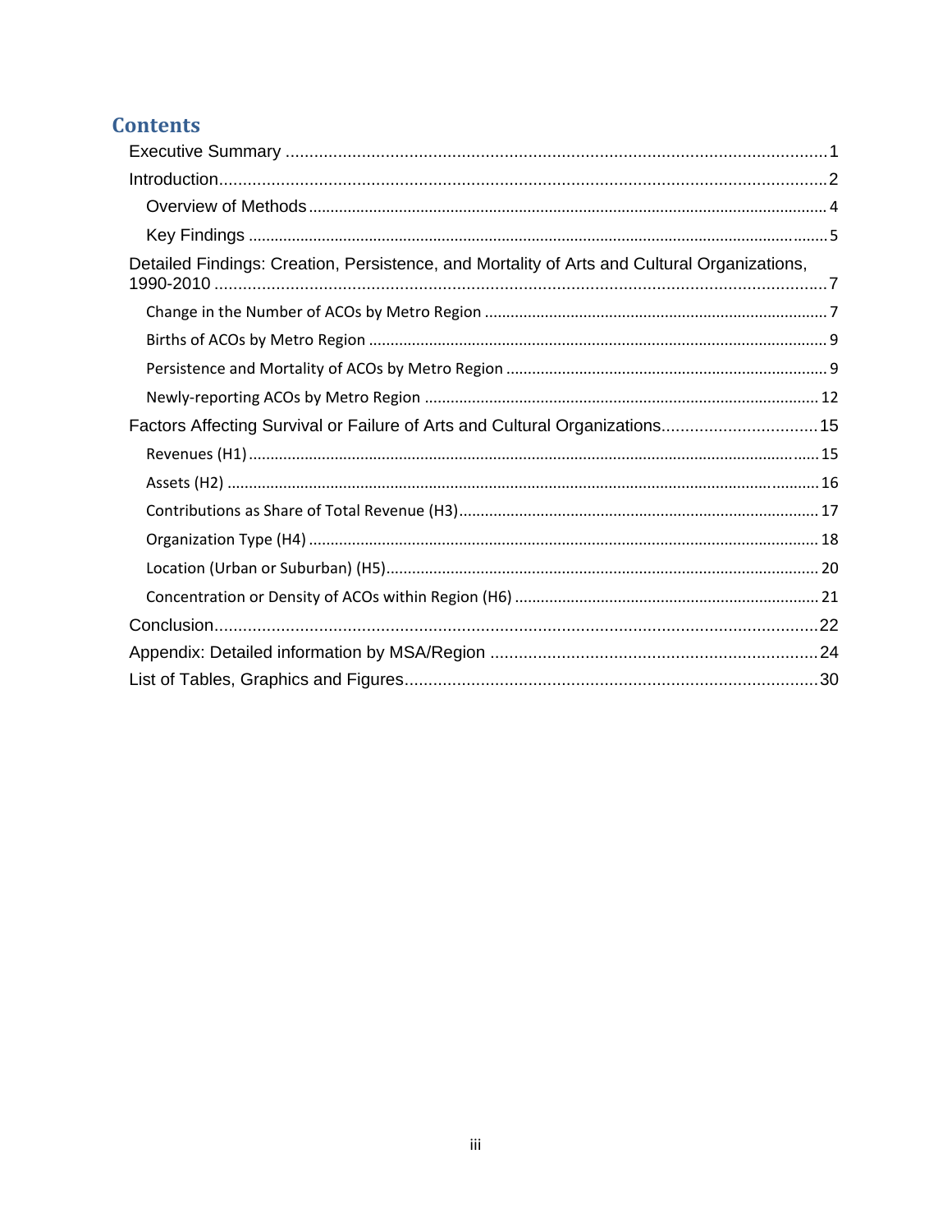## Contents

Executive Summary ..... 1

Introduction ..... 2

- Overview of Methods ..... 4
- Key Findings ..... 5

Detailed Findings: Creation, Persistence, and Mortality of Arts and Cultural Organizations, 1990-2010 ..... 7

- Change in the Number of ACOs by Metro Region ..... 7
- Births of ACOs by Metro Region ..... 9
- Persistence and Mortality of ACOs by Metro Region ..... 9
- Newly-reporting ACOs by Metro Region ..... 12

Factors Affecting Survival or Failure of Arts and Cultural Organizations ..... 15

- Revenues (H1) ..... 15
- Assets (H2) ..... 16
- Contributions as Share of Total Revenue (H3) ..... 17
- Organization Type (H4) ..... 18
- Location (Urban or Suburban) (H5) ..... 20
- Concentration or Density of ACOs within Region (H6) ..... 21

Conclusion ..... 22

Appendix: Detailed information by MSA/Region ..... 24

List of Tables, Graphics and Figures ..... 30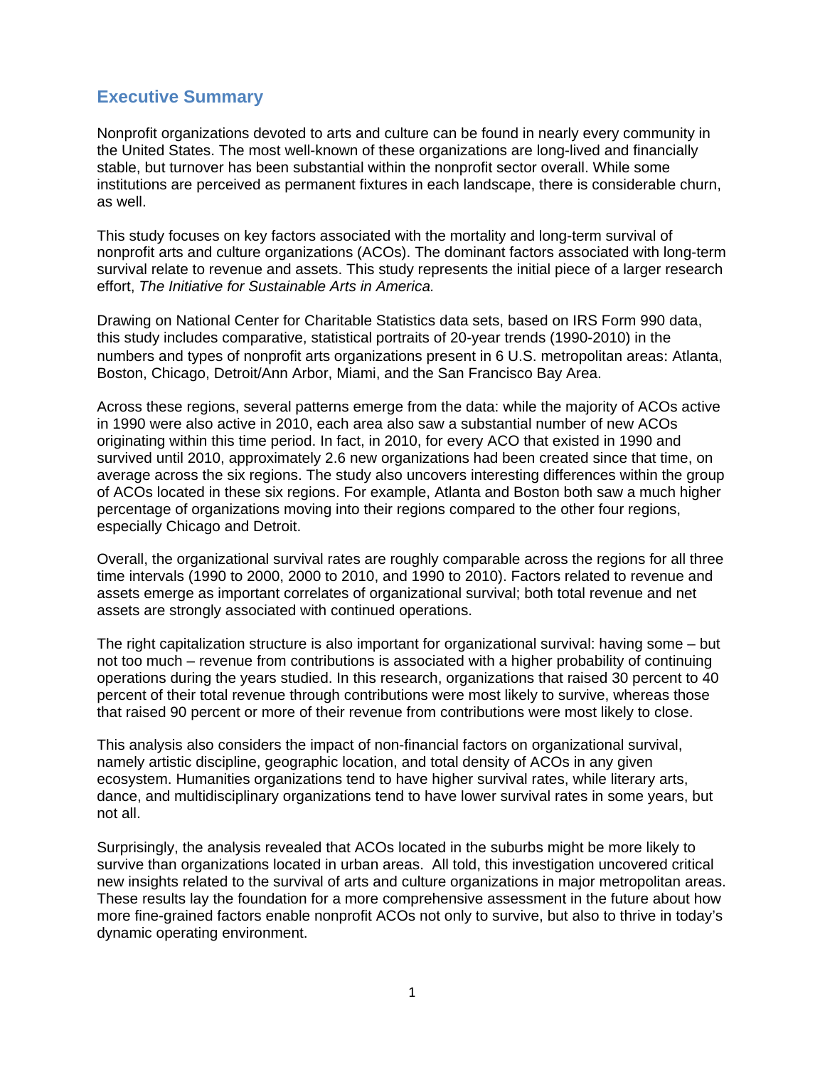## Executive Summary

Nonprofit organizations devoted to arts and culture can be found in nearly every community in the United States. The most well-known of these organizations are long-lived and financially stable, but turnover has been substantial within the nonprofit sector overall. While some institutions are perceived as permanent fixtures in each landscape, there is considerable churn, as well.

This study focuses on key factors associated with the mortality and long-term survival of nonprofit arts and culture organizations (ACOs). The dominant factors associated with long-term survival relate to revenue and assets. This study represents the initial piece of a larger research effort, *The Initiative for Sustainable Arts in America.*

Drawing on National Center for Charitable Statistics data sets, based on IRS Form 990 data, this study includes comparative, statistical portraits of 20-year trends (1990-2010) in the numbers and types of nonprofit arts organizations present in 6 U.S. metropolitan areas: Atlanta, Boston, Chicago, Detroit/Ann Arbor, Miami, and the San Francisco Bay Area.

Across these regions, several patterns emerge from the data: while the majority of ACOs active in 1990 were also active in 2010, each area also saw a substantial number of new ACOs originating within this time period. In fact, in 2010, for every ACO that existed in 1990 and survived until 2010, approximately 2.6 new organizations had been created since that time, on average across the six regions. The study also uncovers interesting differences within the group of ACOs located in these six regions. For example, Atlanta and Boston both saw a much higher percentage of organizations moving into their regions compared to the other four regions, especially Chicago and Detroit.

Overall, the organizational survival rates are roughly comparable across the regions for all three time intervals (1990 to 2000, 2000 to 2010, and 1990 to 2010). Factors related to revenue and assets emerge as important correlates of organizational survival; both total revenue and net assets are strongly associated with continued operations.

The right capitalization structure is also important for organizational survival: having some – but not too much – revenue from contributions is associated with a higher probability of continuing operations during the years studied. In this research, organizations that raised 30 percent to 40 percent of their total revenue through contributions were most likely to survive, whereas those that raised 90 percent or more of their revenue from contributions were most likely to close.

This analysis also considers the impact of non-financial factors on organizational survival, namely artistic discipline, geographic location, and total density of ACOs in any given ecosystem. Humanities organizations tend to have higher survival rates, while literary arts, dance, and multidisciplinary organizations tend to have lower survival rates in some years, but not all.

Surprisingly, the analysis revealed that ACOs located in the suburbs might be more likely to survive than organizations located in urban areas. All told, this investigation uncovered critical new insights related to the survival of arts and culture organizations in major metropolitan areas. These results lay the foundation for a more comprehensive assessment in the future about how more fine-grained factors enable nonprofit ACOs not only to survive, but also to thrive in today's dynamic operating environment.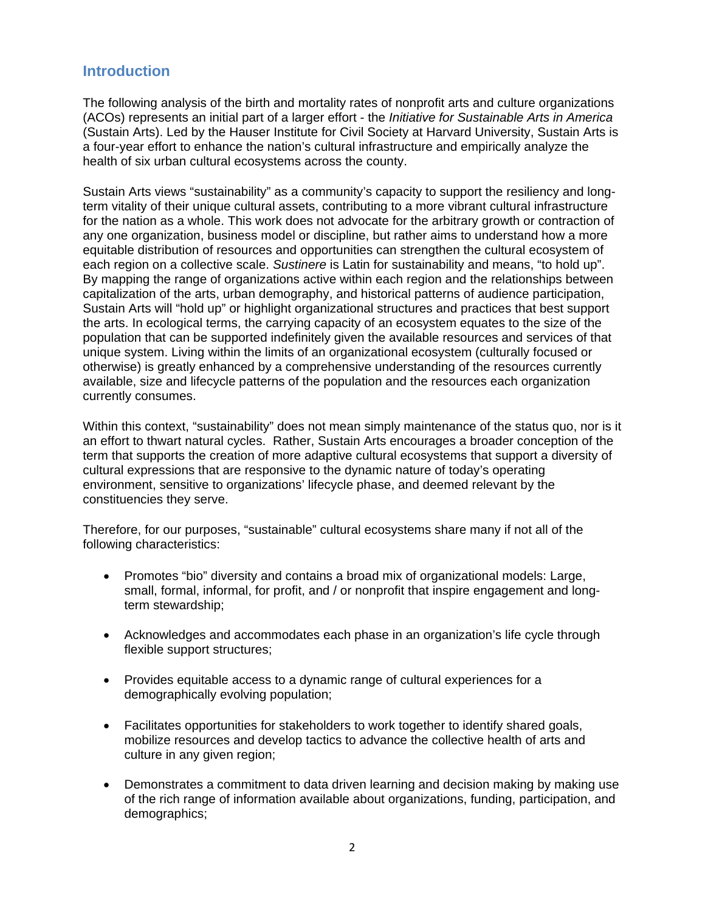## Introduction

The following analysis of the birth and mortality rates of nonprofit arts and culture organizations (ACOs) represents an initial part of a larger effort - the *Initiative for Sustainable Arts in America* (Sustain Arts). Led by the Hauser Institute for Civil Society at Harvard University, Sustain Arts is a four-year effort to enhance the nation's cultural infrastructure and empirically analyze the health of six urban cultural ecosystems across the county.

Sustain Arts views "sustainability" as a community's capacity to support the resiliency and long-term vitality of their unique cultural assets, contributing to a more vibrant cultural infrastructure for the nation as a whole. This work does not advocate for the arbitrary growth or contraction of any one organization, business model or discipline, but rather aims to understand how a more equitable distribution of resources and opportunities can strengthen the cultural ecosystem of each region on a collective scale. *Sustinere* is Latin for sustainability and means, "to hold up". By mapping the range of organizations active within each region and the relationships between capitalization of the arts, urban demography, and historical patterns of audience participation, Sustain Arts will "hold up" or highlight organizational structures and practices that best support the arts. In ecological terms, the carrying capacity of an ecosystem equates to the size of the population that can be supported indefinitely given the available resources and services of that unique system. Living within the limits of an organizational ecosystem (culturally focused or otherwise) is greatly enhanced by a comprehensive understanding of the resources currently available, size and lifecycle patterns of the population and the resources each organization currently consumes.

Within this context, "sustainability" does not mean simply maintenance of the status quo, nor is it an effort to thwart natural cycles. Rather, Sustain Arts encourages a broader conception of the term that supports the creation of more adaptive cultural ecosystems that support a diversity of cultural expressions that are responsive to the dynamic nature of today's operating environment, sensitive to organizations' lifecycle phase, and deemed relevant by the constituencies they serve.

Therefore, for our purposes, "sustainable" cultural ecosystems share many if not all of the following characteristics:

- Promotes "bio" diversity and contains a broad mix of organizational models: Large, small, formal, informal, for profit, and / or nonprofit that inspire engagement and long-term stewardship;

- Acknowledges and accommodates each phase in an organization's life cycle through flexible support structures;

- Provides equitable access to a dynamic range of cultural experiences for a demographically evolving population;

- Facilitates opportunities for stakeholders to work together to identify shared goals, mobilize resources and develop tactics to advance the collective health of arts and culture in any given region;

- Demonstrates a commitment to data driven learning and decision making by making use of the rich range of information available about organizations, funding, participation, and demographics;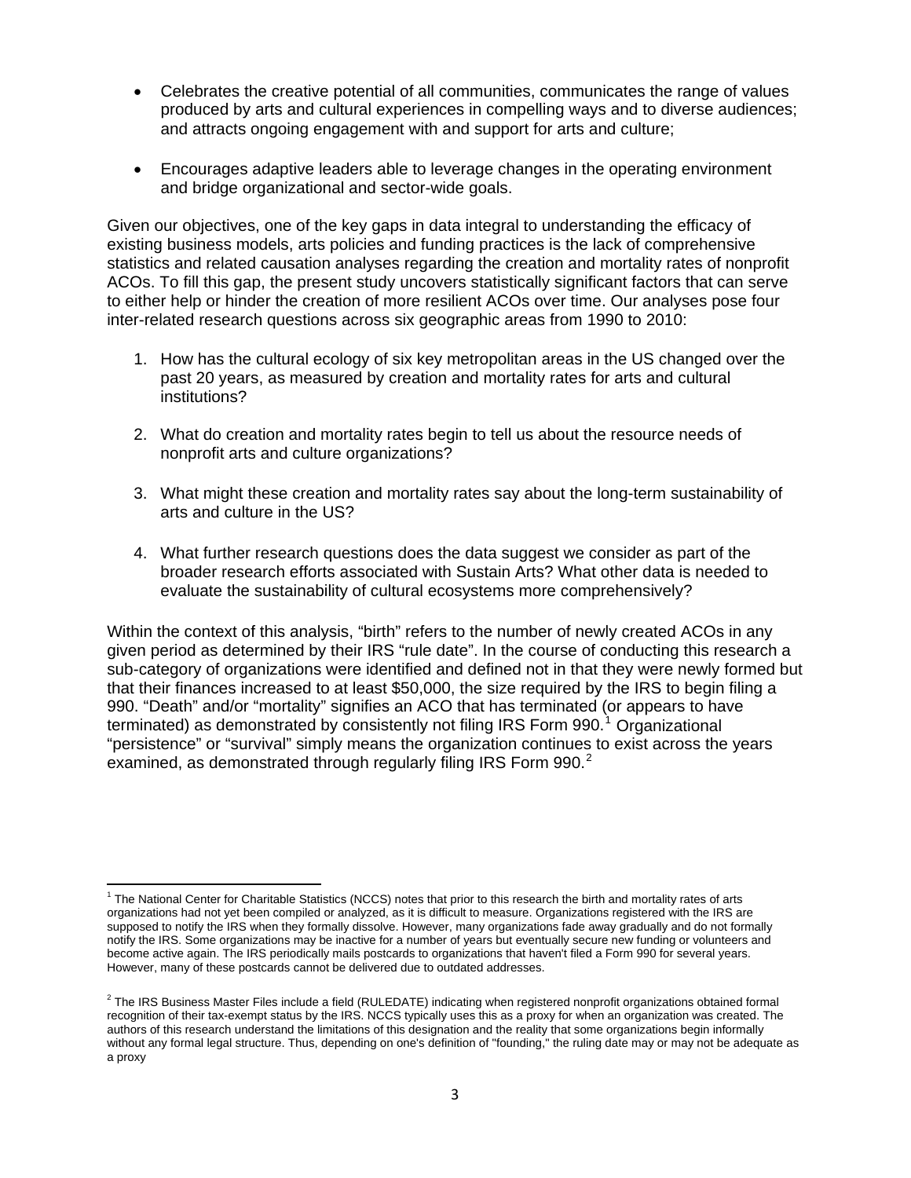- Celebrates the creative potential of all communities, communicates the range of values produced by arts and cultural experiences in compelling ways and to diverse audiences; and attracts ongoing engagement with and support for arts and culture;

- Encourages adaptive leaders able to leverage changes in the operating environment and bridge organizational and sector-wide goals.

Given our objectives, one of the key gaps in data integral to understanding the efficacy of existing business models, arts policies and funding practices is the lack of comprehensive statistics and related causation analyses regarding the creation and mortality rates of nonprofit ACOs. To fill this gap, the present study uncovers statistically significant factors that can serve to either help or hinder the creation of more resilient ACOs over time. Our analyses pose four inter-related research questions across six geographic areas from 1990 to 2010:

1. How has the cultural ecology of six key metropolitan areas in the US changed over the past 20 years, as measured by creation and mortality rates for arts and cultural institutions?

2. What do creation and mortality rates begin to tell us about the resource needs of nonprofit arts and culture organizations?

3. What might these creation and mortality rates say about the long-term sustainability of arts and culture in the US?

4. What further research questions does the data suggest we consider as part of the broader research efforts associated with Sustain Arts? What other data is needed to evaluate the sustainability of cultural ecosystems more comprehensively?

Within the context of this analysis, "birth" refers to the number of newly created ACOs in any given period as determined by their IRS "rule date". In the course of conducting this research a sub-category of organizations were identified and defined not in that they were newly formed but that their finances increased to at least $50,000, the size required by the IRS to begin filing a 990. "Death" and/or "mortality" signifies an ACO that has terminated (or appears to have terminated) as demonstrated by consistently not filing IRS Form 990.[1] Organizational "persistence" or "survival" simply means the organization continues to exist across the years examined, as demonstrated through regularly filing IRS Form 990.[2]

---

[1] The National Center for Charitable Statistics (NCCS) notes that prior to this research the birth and mortality rates of arts organizations had not yet been compiled or analyzed, as it is difficult to measure. Organizations registered with the IRS are supposed to notify the IRS when they formally dissolve. However, many organizations fade away gradually and do not formally notify the IRS. Some organizations may be inactive for a number of years but eventually secure new funding or volunteers and become active again. The IRS periodically mails postcards to organizations that haven't filed a Form 990 for several years. However, many of these postcards cannot be delivered due to outdated addresses.

[2] The IRS Business Master Files include a field (RULEDATE) indicating when registered nonprofit organizations obtained formal recognition of their tax-exempt status by the IRS. NCCS typically uses this as a proxy for when an organization was created. The authors of this research understand the limitations of this designation and the reality that some organizations begin informally without any formal legal structure. Thus, depending on one's definition of "founding," the ruling date may or may not be adequate as a proxy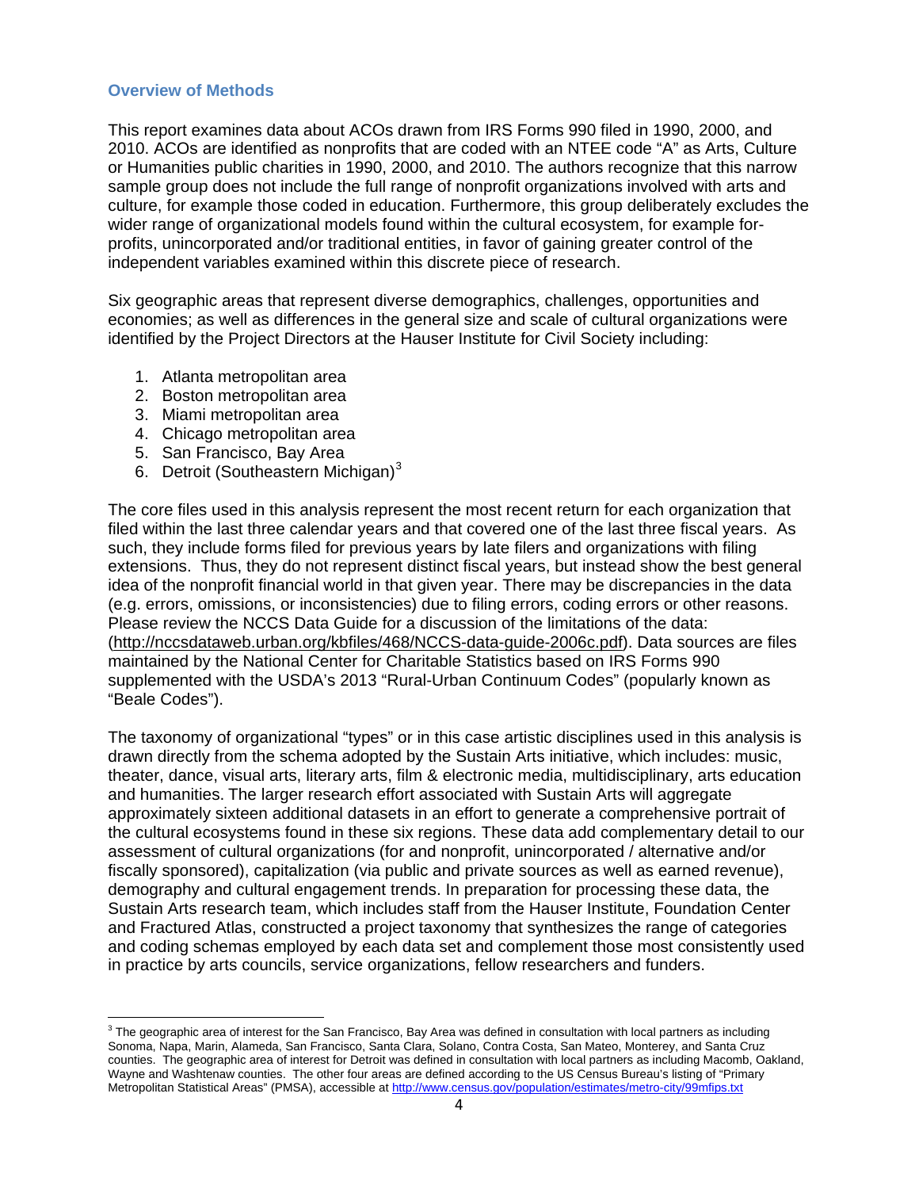### Overview of Methods

This report examines data about ACOs drawn from IRS Forms 990 filed in 1990, 2000, and 2010. ACOs are identified as nonprofits that are coded with an NTEE code "A" as Arts, Culture or Humanities public charities in 1990, 2000, and 2010. The authors recognize that this narrow sample group does not include the full range of nonprofit organizations involved with arts and culture, for example those coded in education. Furthermore, this group deliberately excludes the wider range of organizational models found within the cultural ecosystem, for example for-profits, unincorporated and/or traditional entities, in favor of gaining greater control of the independent variables examined within this discrete piece of research.

Six geographic areas that represent diverse demographics, challenges, opportunities and economies; as well as differences in the general size and scale of cultural organizations were identified by the Project Directors at the Hauser Institute for Civil Society including:

1. Atlanta metropolitan area
2. Boston metropolitan area
3. Miami metropolitan area
4. Chicago metropolitan area
5. San Francisco, Bay Area
6. Detroit (Southeastern Michigan)[3]

The core files used in this analysis represent the most recent return for each organization that filed within the last three calendar years and that covered one of the last three fiscal years. As such, they include forms filed for previous years by late filers and organizations with filing extensions. Thus, they do not represent distinct fiscal years, but instead show the best general idea of the nonprofit financial world in that given year. There may be discrepancies in the data (e.g. errors, omissions, or inconsistencies) due to filing errors, coding errors or other reasons. Please review the NCCS Data Guide for a discussion of the limitations of the data: (http://nccsdataweb.urban.org/kbfiles/468/NCCS-data-guide-2006c.pdf). Data sources are files maintained by the National Center for Charitable Statistics based on IRS Forms 990 supplemented with the USDA's 2013 "Rural-Urban Continuum Codes" (popularly known as "Beale Codes").

The taxonomy of organizational "types" or in this case artistic disciplines used in this analysis is drawn directly from the schema adopted by the Sustain Arts initiative, which includes: music, theater, dance, visual arts, literary arts, film & electronic media, multidisciplinary, arts education and humanities. The larger research effort associated with Sustain Arts will aggregate approximately sixteen additional datasets in an effort to generate a comprehensive portrait of the cultural ecosystems found in these six regions. These data add complementary detail to our assessment of cultural organizations (for and nonprofit, unincorporated / alternative and/or fiscally sponsored), capitalization (via public and private sources as well as earned revenue), demography and cultural engagement trends. In preparation for processing these data, the Sustain Arts research team, which includes staff from the Hauser Institute, Foundation Center and Fractured Atlas, constructed a project taxonomy that synthesizes the range of categories and coding schemas employed by each data set and complement those most consistently used in practice by arts councils, service organizations, fellow researchers and funders.

---

[3] The geographic area of interest for the San Francisco, Bay Area was defined in consultation with local partners as including Sonoma, Napa, Marin, Alameda, San Francisco, Santa Clara, Solano, Contra Costa, San Mateo, Monterey, and Santa Cruz counties. The geographic area of interest for Detroit was defined in consultation with local partners as including Macomb, Oakland, Wayne and Washtenaw counties. The other four areas are defined according to the US Census Bureau's listing of "Primary Metropolitan Statistical Areas" (PMSA), accessible at http://www.census.gov/population/estimates/metro-city/99mfips.txt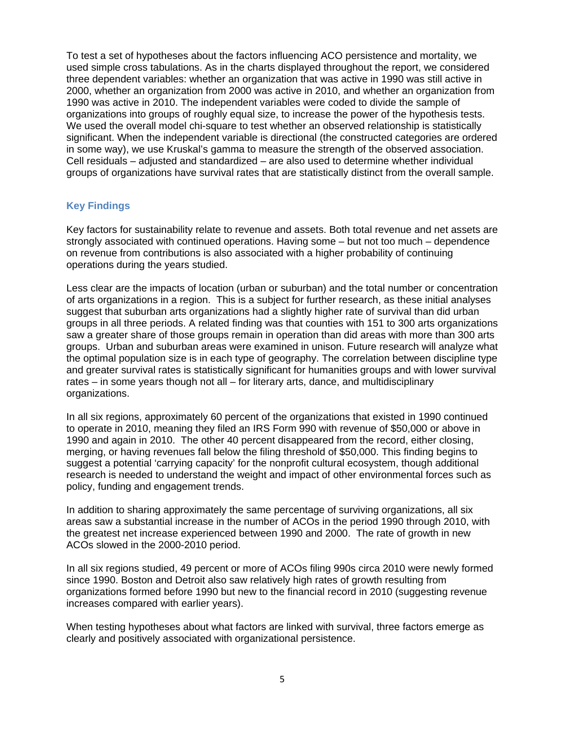To test a set of hypotheses about the factors influencing ACO persistence and mortality, we used simple cross tabulations. As in the charts displayed throughout the report, we considered three dependent variables: whether an organization that was active in 1990 was still active in 2000, whether an organization from 2000 was active in 2010, and whether an organization from 1990 was active in 2010. The independent variables were coded to divide the sample of organizations into groups of roughly equal size, to increase the power of the hypothesis tests. We used the overall model chi-square to test whether an observed relationship is statistically significant. When the independent variable is directional (the constructed categories are ordered in some way), we use Kruskal's gamma to measure the strength of the observed association. Cell residuals – adjusted and standardized – are also used to determine whether individual groups of organizations have survival rates that are statistically distinct from the overall sample.

### Key Findings

Key factors for sustainability relate to revenue and assets. Both total revenue and net assets are strongly associated with continued operations. Having some – but not too much – dependence on revenue from contributions is also associated with a higher probability of continuing operations during the years studied.

Less clear are the impacts of location (urban or suburban) and the total number or concentration of arts organizations in a region. This is a subject for further research, as these initial analyses suggest that suburban arts organizations had a slightly higher rate of survival than did urban groups in all three periods. A related finding was that counties with 151 to 300 arts organizations saw a greater share of those groups remain in operation than did areas with more than 300 arts groups. Urban and suburban areas were examined in unison. Future research will analyze what the optimal population size is in each type of geography. The correlation between discipline type and greater survival rates is statistically significant for humanities groups and with lower survival rates – in some years though not all – for literary arts, dance, and multidisciplinary organizations.

In all six regions, approximately 60 percent of the organizations that existed in 1990 continued to operate in 2010, meaning they filed an IRS Form 990 with revenue of $50,000 or above in 1990 and again in 2010. The other 40 percent disappeared from the record, either closing, merging, or having revenues fall below the filing threshold of $50,000. This finding begins to suggest a potential 'carrying capacity' for the nonprofit cultural ecosystem, though additional research is needed to understand the weight and impact of other environmental forces such as policy, funding and engagement trends.

In addition to sharing approximately the same percentage of surviving organizations, all six areas saw a substantial increase in the number of ACOs in the period 1990 through 2010, with the greatest net increase experienced between 1990 and 2000. The rate of growth in new ACOs slowed in the 2000-2010 period.

In all six regions studied, 49 percent or more of ACOs filing 990s circa 2010 were newly formed since 1990. Boston and Detroit also saw relatively high rates of growth resulting from organizations formed before 1990 but new to the financial record in 2010 (suggesting revenue increases compared with earlier years).

When testing hypotheses about what factors are linked with survival, three factors emerge as clearly and positively associated with organizational persistence.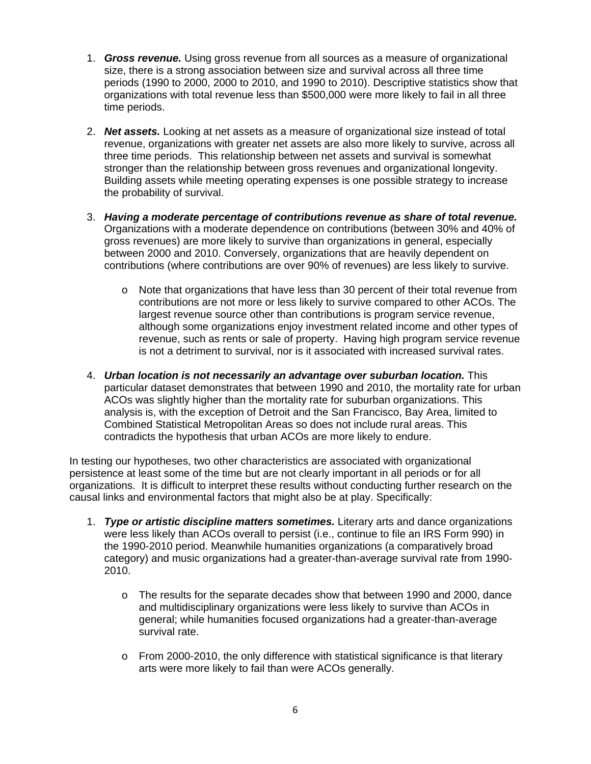1. ***Gross revenue.*** Using gross revenue from all sources as a measure of organizational size, there is a strong association between size and survival across all three time periods (1990 to 2000, 2000 to 2010, and 1990 to 2010). Descriptive statistics show that organizations with total revenue less than $500,000 were more likely to fail in all three time periods.

2. ***Net assets.*** Looking at net assets as a measure of organizational size instead of total revenue, organizations with greater net assets are also more likely to survive, across all three time periods. This relationship between net assets and survival is somewhat stronger than the relationship between gross revenues and organizational longevity. Building assets while meeting operating expenses is one possible strategy to increase the probability of survival.

3. ***Having a moderate percentage of contributions revenue as share of total revenue.*** Organizations with a moderate dependence on contributions (between 30% and 40% of gross revenues) are more likely to survive than organizations in general, especially between 2000 and 2010. Conversely, organizations that are heavily dependent on contributions (where contributions are over 90% of revenues) are less likely to survive.

    - Note that organizations that have less than 30 percent of their total revenue from contributions are not more or less likely to survive compared to other ACOs. The largest revenue source other than contributions is program service revenue, although some organizations enjoy investment related income and other types of revenue, such as rents or sale of property. Having high program service revenue is not a detriment to survival, nor is it associated with increased survival rates.

4. ***Urban location is not necessarily an advantage over suburban location.*** This particular dataset demonstrates that between 1990 and 2010, the mortality rate for urban ACOs was slightly higher than the mortality rate for suburban organizations. This analysis is, with the exception of Detroit and the San Francisco, Bay Area, limited to Combined Statistical Metropolitan Areas so does not include rural areas. This contradicts the hypothesis that urban ACOs are more likely to endure.

In testing our hypotheses, two other characteristics are associated with organizational persistence at least some of the time but are not clearly important in all periods or for all organizations. It is difficult to interpret these results without conducting further research on the causal links and environmental factors that might also be at play. Specifically:

1. ***Type or artistic discipline matters sometimes.*** Literary arts and dance organizations were less likely than ACOs overall to persist (i.e., continue to file an IRS Form 990) in the 1990-2010 period. Meanwhile humanities organizations (a comparatively broad category) and music organizations had a greater-than-average survival rate from 1990-2010.

    - The results for the separate decades show that between 1990 and 2000, dance and multidisciplinary organizations were less likely to survive than ACOs in general; while humanities focused organizations had a greater-than-average survival rate.

    - From 2000-2010, the only difference with statistical significance is that literary arts were more likely to fail than were ACOs generally.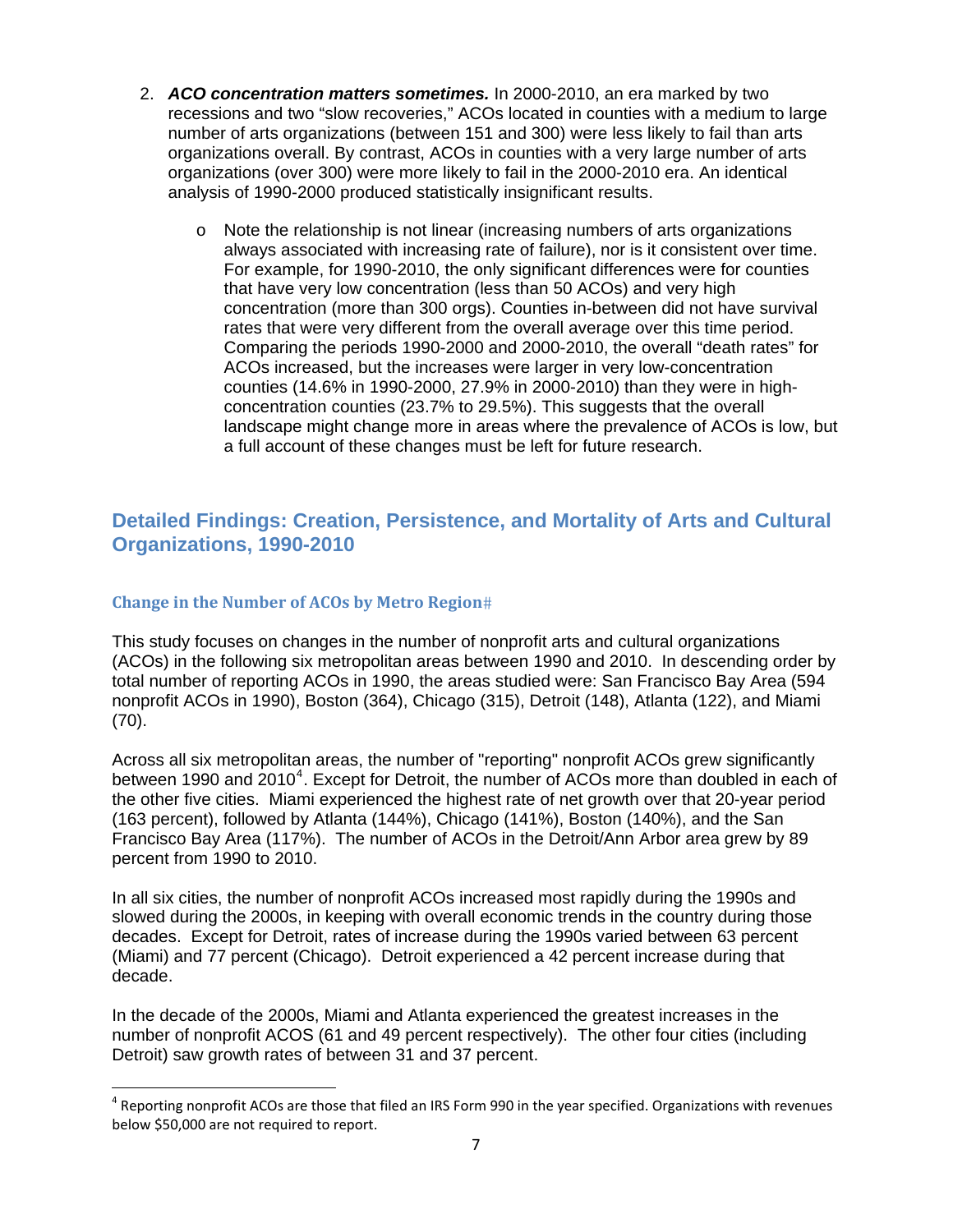2. ***ACO concentration matters sometimes.*** In 2000-2010, an era marked by two recessions and two "slow recoveries," ACOs located in counties with a medium to large number of arts organizations (between 151 and 300) were less likely to fail than arts organizations overall. By contrast, ACOs in counties with a very large number of arts organizations (over 300) were more likely to fail in the 2000-2010 era. An identical analysis of 1990-2000 produced statistically insignificant results.

   - Note the relationship is not linear (increasing numbers of arts organizations always associated with increasing rate of failure), nor is it consistent over time. For example, for 1990-2010, the only significant differences were for counties that have very low concentration (less than 50 ACOs) and very high concentration (more than 300 orgs). Counties in-between did not have survival rates that were very different from the overall average over this time period. Comparing the periods 1990-2000 and 2000-2010, the overall "death rates" for ACOs increased, but the increases were larger in very low-concentration counties (14.6% in 1990-2000, 27.9% in 2000-2010) than they were in high-concentration counties (23.7% to 29.5%). This suggests that the overall landscape might change more in areas where the prevalence of ACOs is low, but a full account of these changes must be left for future research.

## Detailed Findings: Creation, Persistence, and Mortality of Arts and Cultural Organizations, 1990-2010

### Change in the Number of ACOs by Metro Region

This study focuses on changes in the number of nonprofit arts and cultural organizations (ACOs) in the following six metropolitan areas between 1990 and 2010. In descending order by total number of reporting ACOs in 1990, the areas studied were: San Francisco Bay Area (594 nonprofit ACOs in 1990), Boston (364), Chicago (315), Detroit (148), Atlanta (122), and Miami (70).

Across all six metropolitan areas, the number of "reporting" nonprofit ACOs grew significantly between 1990 and 2010[4]. Except for Detroit, the number of ACOs more than doubled in each of the other five cities. Miami experienced the highest rate of net growth over that 20-year period (163 percent), followed by Atlanta (144%), Chicago (141%), Boston (140%), and the San Francisco Bay Area (117%). The number of ACOs in the Detroit/Ann Arbor area grew by 89 percent from 1990 to 2010.

In all six cities, the number of nonprofit ACOs increased most rapidly during the 1990s and slowed during the 2000s, in keeping with overall economic trends in the country during those decades. Except for Detroit, rates of increase during the 1990s varied between 63 percent (Miami) and 77 percent (Chicago). Detroit experienced a 42 percent increase during that decade.

In the decade of the 2000s, Miami and Atlanta experienced the greatest increases in the number of nonprofit ACOS (61 and 49 percent respectively). The other four cities (including Detroit) saw growth rates of between 31 and 37 percent.

[4] Reporting nonprofit ACOs are those that filed an IRS Form 990 in the year specified. Organizations with revenues below $50,000 are not required to report.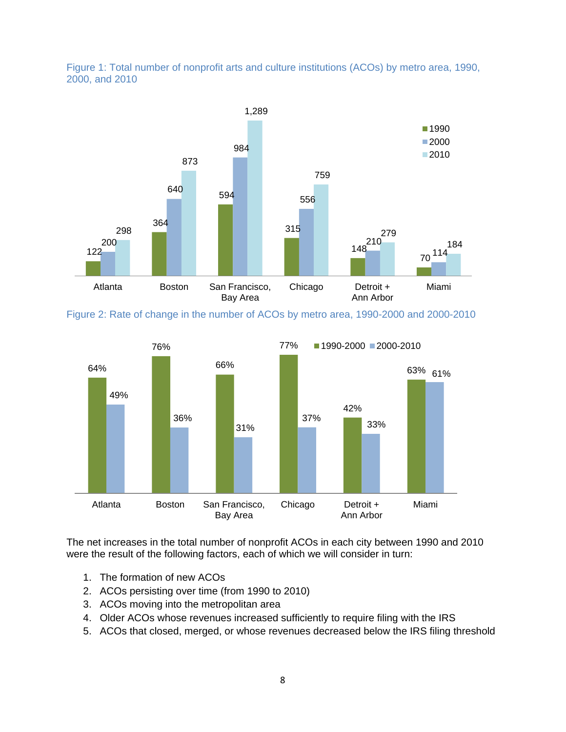Figure 1: Total number of nonprofit arts and culture institutions (ACOs) by metro area, 1990, 2000, and 2010

1990
2000
2010

Atlanta: 122, 200, 298
Boston: 364, 640, 873
San Francisco, Bay Area: 594, 984, 1,289
Chicago: 315, 556, 759
Detroit + Ann Arbor: 148, 210, 279
Miami: 70, 114, 184

Figure 2: Rate of change in the number of ACOs by metro area, 1990-2000 and 2000-2010

1990-2000
2000-2010

Atlanta: 64%, 49%
Boston: 76%, 36%
San Francisco, Bay Area: 66%, 31%
Chicago: 77%, 37%
Detroit + Ann Arbor: 42%, 33%
Miami: 63%, 61%

The net increases in the total number of nonprofit ACOs in each city between 1990 and 2010 were the result of the following factors, each of which we will consider in turn:

1. The formation of new ACOs
2. ACOs persisting over time (from 1990 to 2010)
3. ACOs moving into the metropolitan area
4. Older ACOs whose revenues increased sufficiently to require filing with the IRS
5. ACOs that closed, merged, or whose revenues decreased below the IRS filing threshold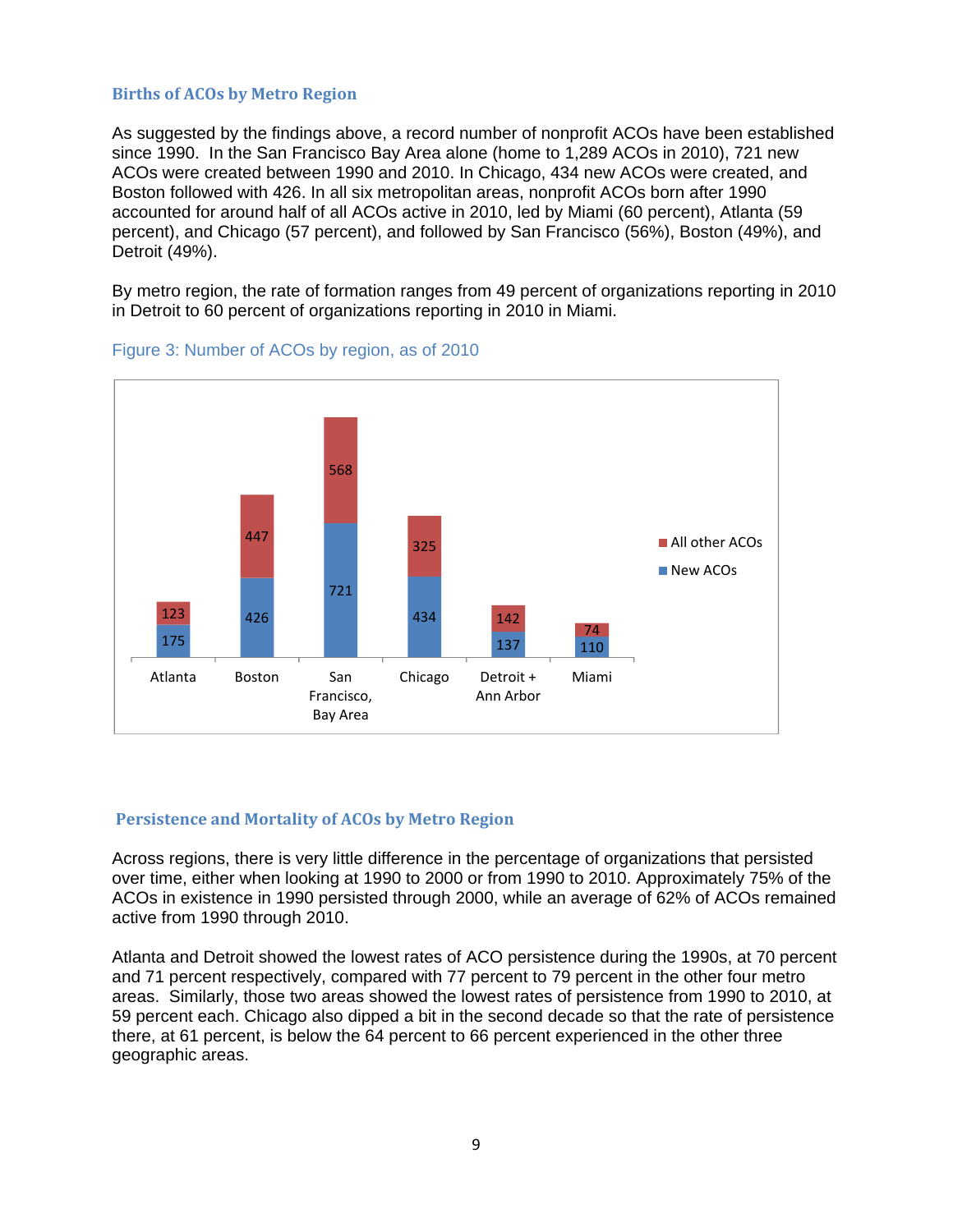### Births of ACOs by Metro Region

As suggested by the findings above, a record number of nonprofit ACOs have been established since 1990. In the San Francisco Bay Area alone (home to 1,289 ACOs in 2010), 721 new ACOs were created between 1990 and 2010. In Chicago, 434 new ACOs were created, and Boston followed with 426. In all six metropolitan areas, nonprofit ACOs born after 1990 accounted for around half of all ACOs active in 2010, led by Miami (60 percent), Atlanta (59 percent), and Chicago (57 percent), and followed by San Francisco (56%), Boston (49%), and Detroit (49%).

By metro region, the rate of formation ranges from 49 percent of organizations reporting in 2010 in Detroit to 60 percent of organizations reporting in 2010 in Miami.

Figure 3: Number of ACOs by region, as of 2010

All other ACOs
New ACOs

Atlanta: 123, 175
Boston: 447, 426
San Francisco, Bay Area: 568, 721
Chicago: 325, 434
Detroit + Ann Arbor: 142, 137
Miami: 74, 110

### Persistence and Mortality of ACOs by Metro Region

Across regions, there is very little difference in the percentage of organizations that persisted over time, either when looking at 1990 to 2000 or from 1990 to 2010. Approximately 75% of the ACOs in existence in 1990 persisted through 2000, while an average of 62% of ACOs remained active from 1990 through 2010.

Atlanta and Detroit showed the lowest rates of ACO persistence during the 1990s, at 70 percent and 71 percent respectively, compared with 77 percent to 79 percent in the other four metro areas. Similarly, those two areas showed the lowest rates of persistence from 1990 to 2010, at 59 percent each. Chicago also dipped a bit in the second decade so that the rate of persistence there, at 61 percent, is below the 64 percent to 66 percent experienced in the other three geographic areas.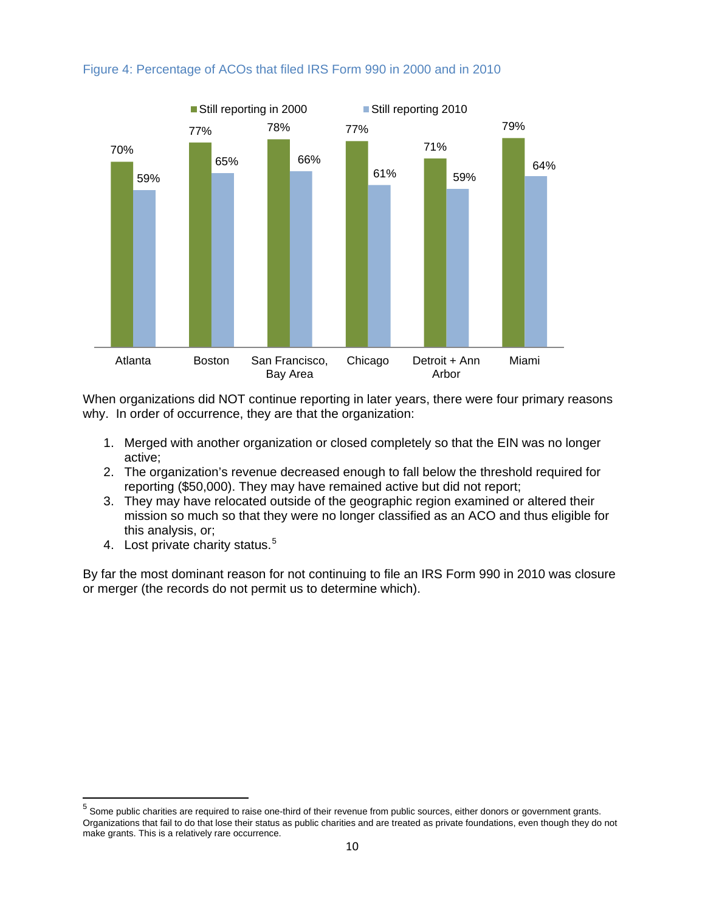Figure 4: Percentage of ACOs that filed IRS Form 990 in 2000 and in 2010

Still reporting in 2000
Still reporting 2010

70%
59%
Atlanta

77%
65%
Boston

78%
66%
San Francisco, Bay Area

77%
61%
Chicago

71%
59%
Detroit + Ann Arbor

79%
64%
Miami

When organizations did NOT continue reporting in later years, there were four primary reasons why. In order of occurrence, they are that the organization:

1. Merged with another organization or closed completely so that the EIN was no longer active;
2. The organization's revenue decreased enough to fall below the threshold required for reporting ($50,000). They may have remained active but did not report;
3. They may have relocated outside of the geographic region examined or altered their mission so much so that they were no longer classified as an ACO and thus eligible for this analysis, or;
4. Lost private charity status.[5]

By far the most dominant reason for not continuing to file an IRS Form 990 in 2010 was closure or merger (the records do not permit us to determine which).

[5] Some public charities are required to raise one-third of their revenue from public sources, either donors or government grants. Organizations that fail to do that lose their status as public charities and are treated as private foundations, even though they do not make grants. This is a relatively rare occurrence.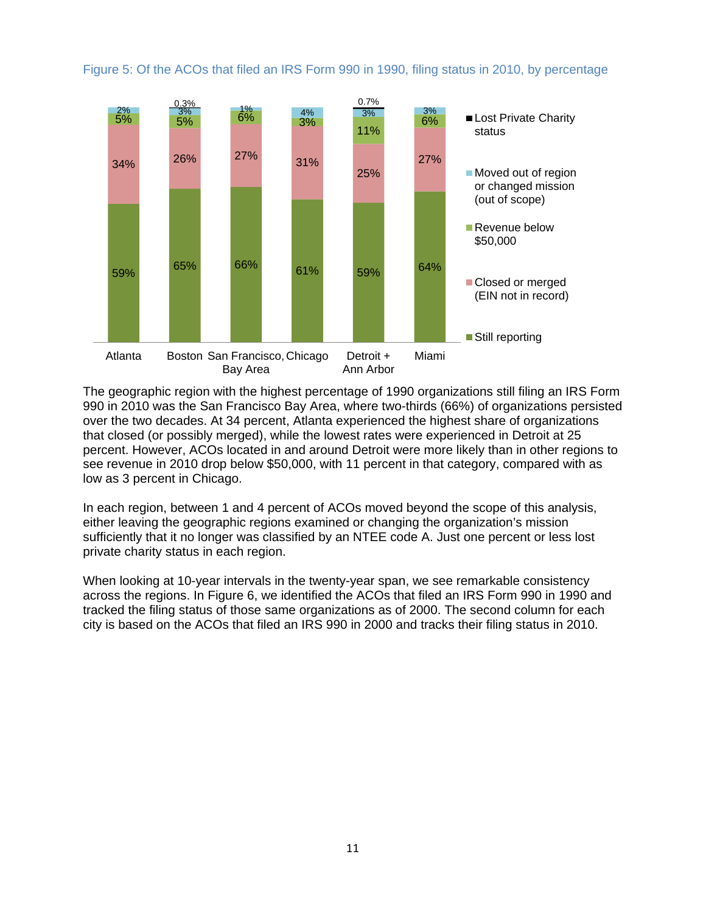Figure 5: Of the ACOs that filed an IRS Form 990 in 1990, filing status in 2010, by percentage

Atlanta: 2%, 5%, 34%, 59%
Boston: 0.3%, 3%, 5%, 26%, 65%
San Francisco, Bay Area: 1%, 6%, 27%, 66%
Chicago: 4%, 3%, 31%, 61%
Detroit + Ann Arbor: 0.7%, 3%, 11%, 25%, 59%
Miami: 3%, 6%, 27%, 64%

Lost Private Charity status
Moved out of region or changed mission (out of scope)
Revenue below $50,000
Closed or merged (EIN not in record)
Still reporting

The geographic region with the highest percentage of 1990 organizations still filing an IRS Form 990 in 2010 was the San Francisco Bay Area, where two-thirds (66%) of organizations persisted over the two decades. At 34 percent, Atlanta experienced the highest share of organizations that closed (or possibly merged), while the lowest rates were experienced in Detroit at 25 percent. However, ACOs located in and around Detroit were more likely than in other regions to see revenue in 2010 drop below $50,000, with 11 percent in that category, compared with as low as 3 percent in Chicago.

In each region, between 1 and 4 percent of ACOs moved beyond the scope of this analysis, either leaving the geographic regions examined or changing the organization's mission sufficiently that it no longer was classified by an NTEE code A. Just one percent or less lost private charity status in each region.

When looking at 10-year intervals in the twenty-year span, we see remarkable consistency across the regions. In Figure 6, we identified the ACOs that filed an IRS Form 990 in 1990 and tracked the filing status of those same organizations as of 2000. The second column for each city is based on the ACOs that filed an IRS 990 in 2000 and tracks their filing status in 2010.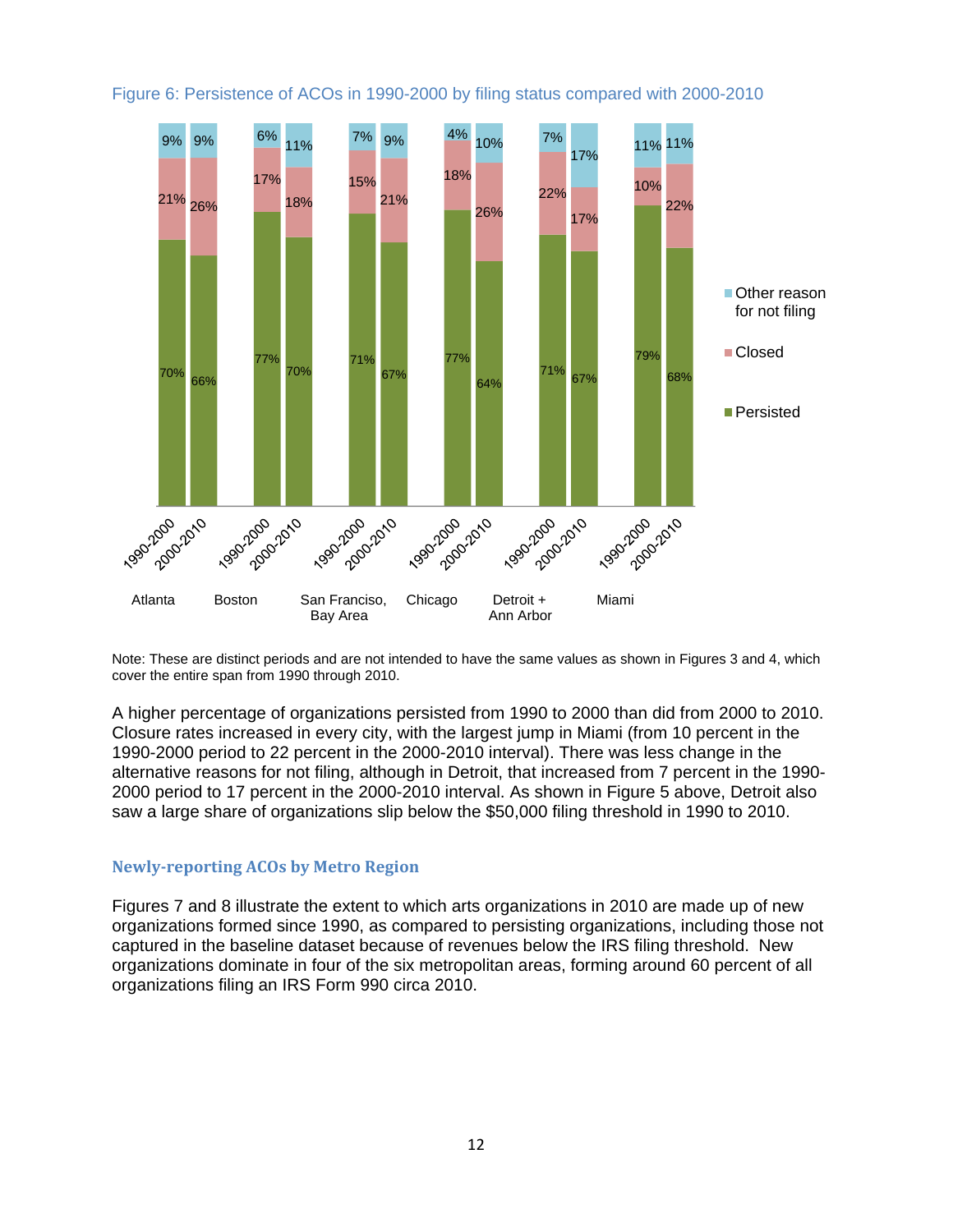Figure 6: Persistence of ACOs in 1990-2000 by filing status compared with 2000-2010

Atlanta
1990-2000: 9% 21% 70%
2000-2010: 9% 26% 66%

Boston
1990-2000: 6% 17% 77%
2000-2010: 11% 18% 70%

San Franciso, Bay Area
1990-2000: 7% 15% 71%
2000-2010: 9% 21% 67%

Chicago
1990-2000: 4% 18% 77%
2000-2010: 10% 26% 64%

Detroit + Ann Arbor
1990-2000: 7% 22% 71%
2000-2010: 17% 17% 67%

Miami
1990-2000: 11% 10% 79%
2000-2010: 11% 22% 68%

Other reason for not filing
Closed
Persisted

Note: These are distinct periods and are not intended to have the same values as shown in Figures 3 and 4, which cover the entire span from 1990 through 2010.

A higher percentage of organizations persisted from 1990 to 2000 than did from 2000 to 2010. Closure rates increased in every city, with the largest jump in Miami (from 10 percent in the 1990-2000 period to 22 percent in the 2000-2010 interval). There was less change in the alternative reasons for not filing, although in Detroit, that increased from 7 percent in the 1990-2000 period to 17 percent in the 2000-2010 interval. As shown in Figure 5 above, Detroit also saw a large share of organizations slip below the $50,000 filing threshold in 1990 to 2010.

### Newly-reporting ACOs by Metro Region

Figures 7 and 8 illustrate the extent to which arts organizations in 2010 are made up of new organizations formed since 1990, as compared to persisting organizations, including those not captured in the baseline dataset because of revenues below the IRS filing threshold. New organizations dominate in four of the six metropolitan areas, forming around 60 percent of all organizations filing an IRS Form 990 circa 2010.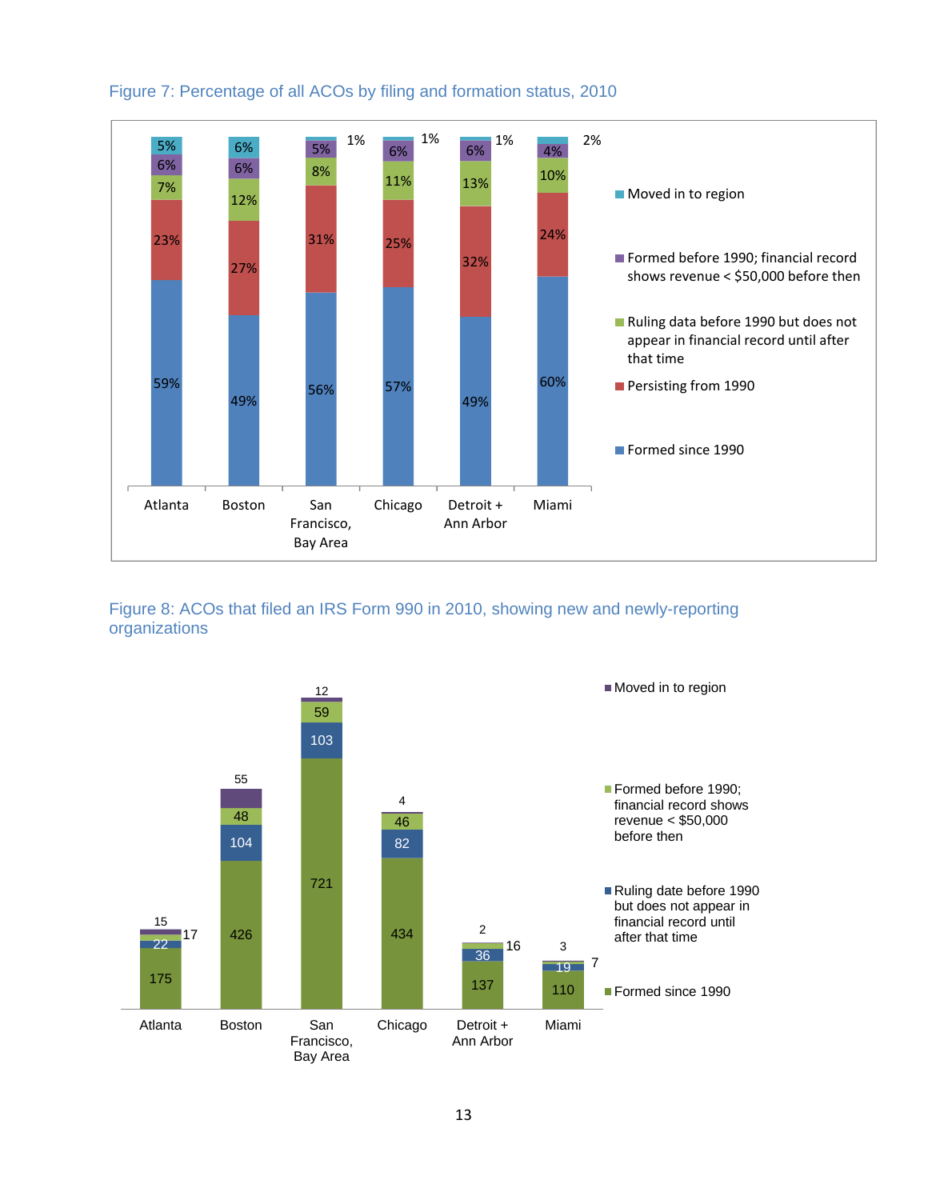Figure 7: Percentage of all ACOs by filing and formation status, 2010

Atlanta: 59%, 23%, 7%, 6%, 5%

Boston: 49%, 27%, 12%, 6%, 6%

San Francisco, Bay Area: 56%, 31%, 8%, 5%, 1%

Chicago: 57%, 25%, 11%, 6%, 1%

Detroit + Ann Arbor: 49%, 32%, 13%, 6%, 1%

Miami: 60%, 24%, 10%, 4%, 2%

Moved in to region

Formed before 1990; financial record shows revenue < $50,000 before then

Ruling data before 1990 but does not appear in financial record until after that time

Persisting from 1990

Formed since 1990

Figure 8: ACOs that filed an IRS Form 990 in 2010, showing new and newly-reporting organizations

Atlanta: 175, 22, 17, 15

Boston: 426, 104, 48, 55

San Francisco, Bay Area: 721, 103, 59, 12

Chicago: 434, 82, 46, 4

Detroit + Ann Arbor: 137, 36, 16, 2

Miami: 110, 19, 7, 3

Moved in to region

Formed before 1990; financial record shows revenue < $50,000 before then

Ruling date before 1990 but does not appear in financial record until after that time

Formed since 1990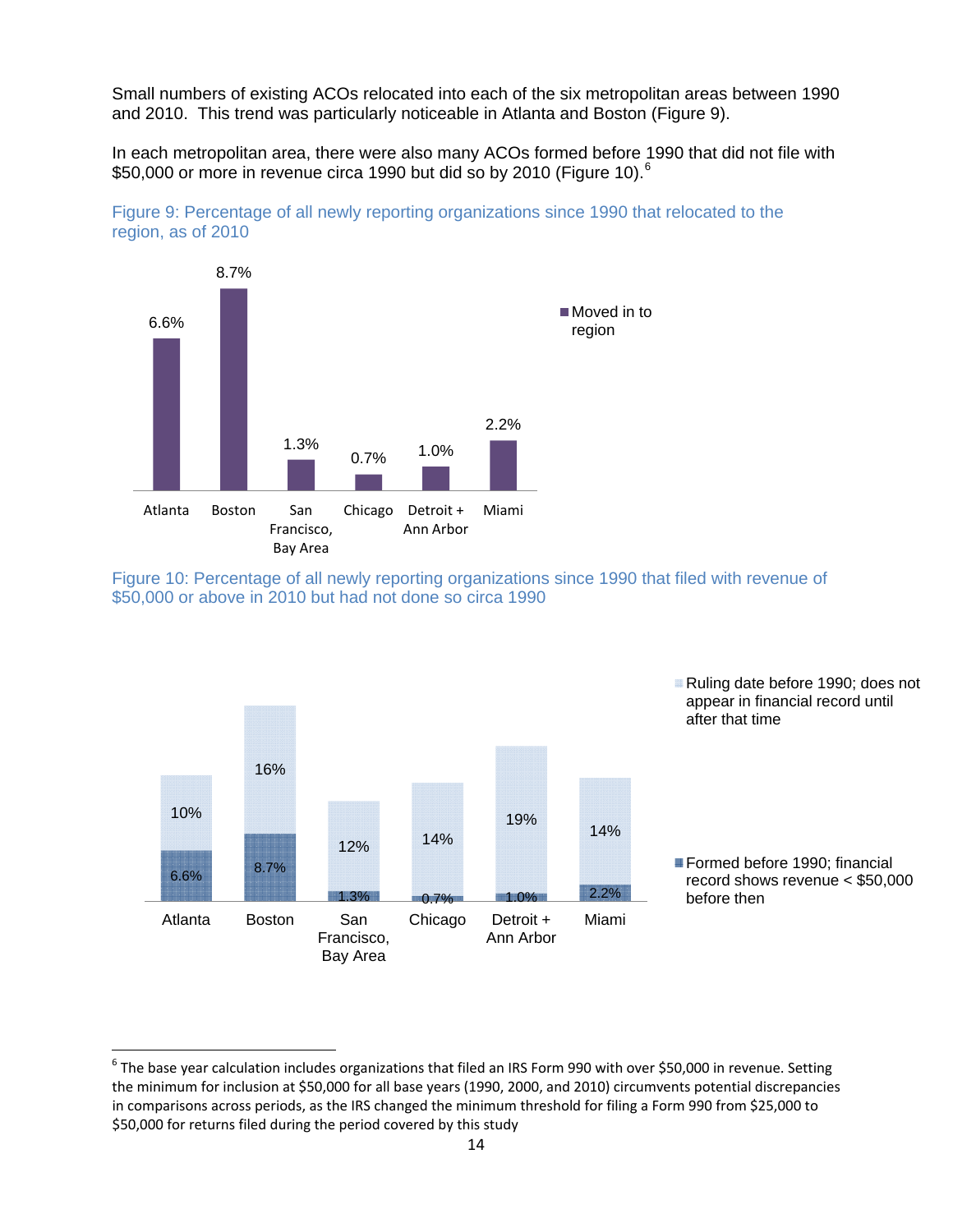Small numbers of existing ACOs relocated into each of the six metropolitan areas between 1990 and 2010. This trend was particularly noticeable in Atlanta and Boston (Figure 9).

In each metropolitan area, there were also many ACOs formed before 1990 that did not file with $50,000 or more in revenue circa 1990 but did so by 2010 (Figure 10).[6]

Figure 9: Percentage of all newly reporting organizations since 1990 that relocated to the region, as of 2010

Moved in to region

6.6%
8.7%
1.3%
0.7%
1.0%
2.2%

Atlanta
Boston
San Francisco, Bay Area
Chicago
Detroit + Ann Arbor
Miami

Figure 10: Percentage of all newly reporting organizations since 1990 that filed with revenue of $50,000 or above in 2010 but had not done so circa 1990

Ruling date before 1990; does not appear in financial record until after that time

Formed before 1990; financial record shows revenue < $50,000 before then

10%
6.6%
16%
8.7%
12%
1.3%
14%
0.7%
19%
1.0%
14%
2.2%

Atlanta
Boston
San Francisco, Bay Area
Chicago
Detroit + Ann Arbor
Miami

[6] The base year calculation includes organizations that filed an IRS Form 990 with over $50,000 in revenue. Setting the minimum for inclusion at $50,000 for all base years (1990, 2000, and 2010) circumvents potential discrepancies in comparisons across periods, as the IRS changed the minimum threshold for filing a Form 990 from $25,000 to $50,000 for returns filed during the period covered by this study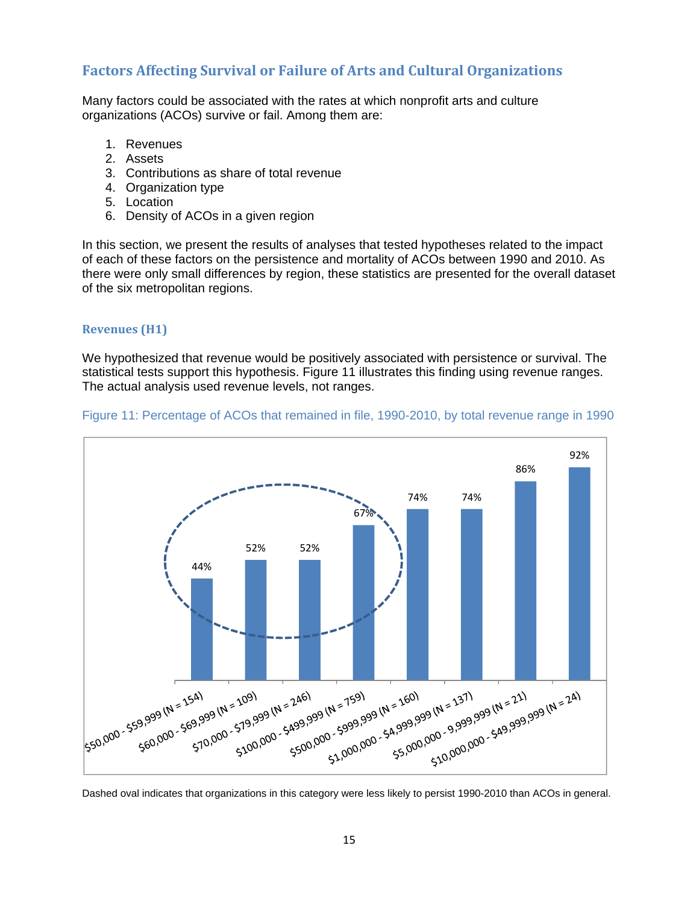## Factors Affecting Survival or Failure of Arts and Cultural Organizations

Many factors could be associated with the rates at which nonprofit arts and culture organizations (ACOs) survive or fail. Among them are:

1. Revenues
2. Assets
3. Contributions as share of total revenue
4. Organization type
5. Location
6. Density of ACOs in a given region

In this section, we present the results of analyses that tested hypotheses related to the impact of each of these factors on the persistence and mortality of ACOs between 1990 and 2010. As there were only small differences by region, these statistics are presented for the overall dataset of the six metropolitan regions.

### Revenues (H1)

We hypothesized that revenue would be positively associated with persistence or survival. The statistical tests support this hypothesis. Figure 11 illustrates this finding using revenue ranges. The actual analysis used revenue levels, not ranges.

Figure 11: Percentage of ACOs that remained in file, 1990-2010, by total revenue range in 1990

44%
52%
52%
67%
74%
74%
86%
92%

$50,000 - $59,999 (N = 154)
$60,000 - $69,999 (N = 109)
$70,000 - $79,999 (N = 246)
$100,000 - $499,999 (N = 759)
$500,000 - $999,999 (N = 160)
$1,000,000 - $4,999,999 (N = 137)
$5,000,000 - 9,999,999 (N = 21)
$10,000,000 - $49,999,999 (N = 24)

Dashed oval indicates that organizations in this category were less likely to persist 1990-2010 than ACOs in general.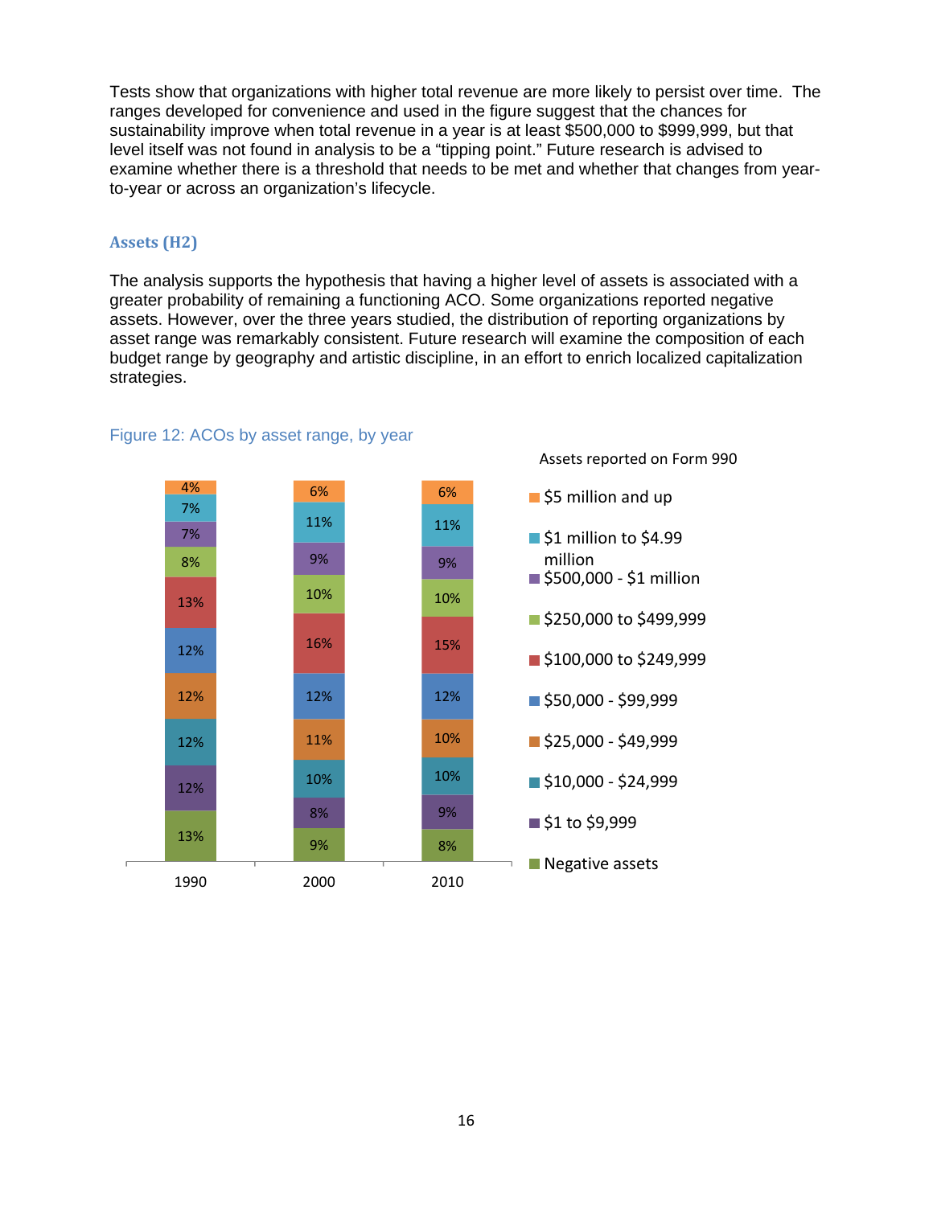Tests show that organizations with higher total revenue are more likely to persist over time. The ranges developed for convenience and used in the figure suggest that the chances for sustainability improve when total revenue in a year is at least $500,000 to $999,999, but that level itself was not found in analysis to be a "tipping point." Future research is advised to examine whether there is a threshold that needs to be met and whether that changes from year-to-year or across an organization's lifecycle.

### Assets (H2)

The analysis supports the hypothesis that having a higher level of assets is associated with a greater probability of remaining a functioning ACO. Some organizations reported negative assets. However, over the three years studied, the distribution of reporting organizations by asset range was remarkably consistent. Future research will examine the composition of each budget range by geography and artistic discipline, in an effort to enrich localized capitalization strategies.

Figure 12: ACOs by asset range, by year

Assets reported on Form 990

$5 million and up
$1 million to $4.99 million
$500,000 - $1 million
$250,000 to $499,999
$100,000 to $249,999
$50,000 - $99,999
$25,000 - $49,999
$10,000 - $24,999
$1 to $9,999
Negative assets

1990: 4%, 7%, 7%, 8%, 13%, 12%, 12%, 12%, 12%, 13%

2000: 6%, 11%, 9%, 10%, 16%, 12%, 11%, 10%, 8%, 9%

2010: 6%, 11%, 9%, 10%, 15%, 12%, 10%, 10%, 9%, 8%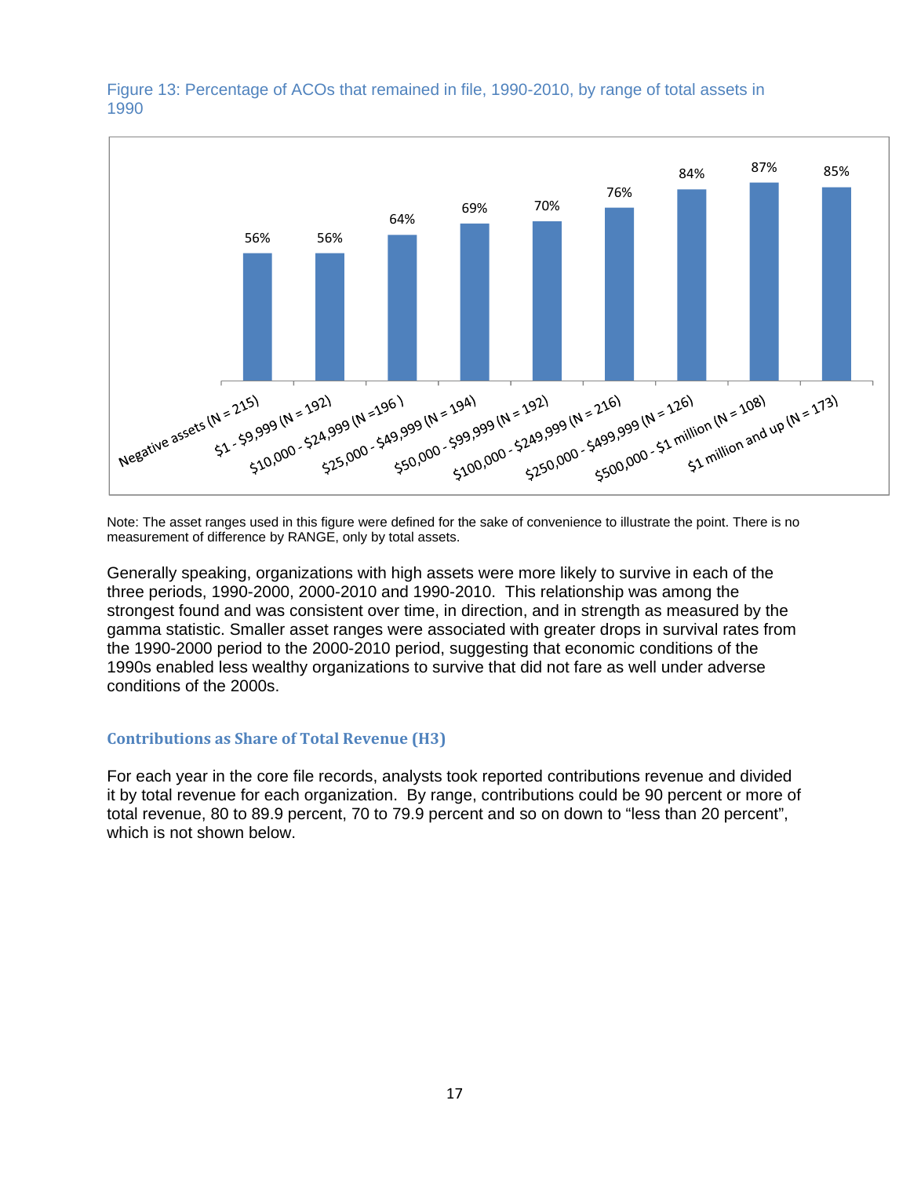Figure 13: Percentage of ACOs that remained in file, 1990-2010, by range of total assets in 1990

56%
56%
64%
69%
70%
76%
84%
87%
85%

Negative assets (N = 215)
$1 - $9,999 (N = 192)
$10,000 - $24,999 (N =196 )
$25,000 - $49,999 (N = 194)
$50,000 - $99,999 (N = 192)
$100,000 - $249,999 (N = 216)
$250,000 - $499,999 (N = 126)
$500,000 - $1 million (N = 108)
$1 million and up (N = 173)

Note: The asset ranges used in this figure were defined for the sake of convenience to illustrate the point. There is no measurement of difference by RANGE, only by total assets.

Generally speaking, organizations with high assets were more likely to survive in each of the three periods, 1990-2000, 2000-2010 and 1990-2010. This relationship was among the strongest found and was consistent over time, in direction, and in strength as measured by the gamma statistic. Smaller asset ranges were associated with greater drops in survival rates from the 1990-2000 period to the 2000-2010 period, suggesting that economic conditions of the 1990s enabled less wealthy organizations to survive that did not fare as well under adverse conditions of the 2000s.

### Contributions as Share of Total Revenue (H3)

For each year in the core file records, analysts took reported contributions revenue and divided it by total revenue for each organization. By range, contributions could be 90 percent or more of total revenue, 80 to 89.9 percent, 70 to 79.9 percent and so on down to "less than 20 percent", which is not shown below.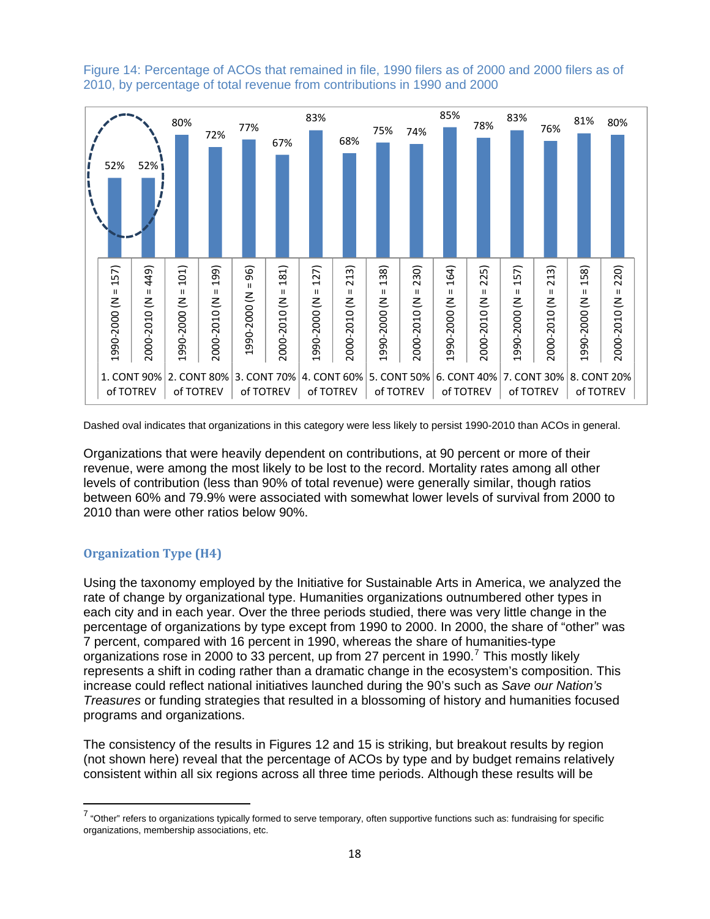Figure 14: Percentage of ACOs that remained in file, 1990 filers as of 2000 and 2000 filers as of 2010, by percentage of total revenue from contributions in 1990 and 2000

52% 52% 80% 72% 77% 67% 83% 68% 75% 74% 85% 78% 83% 76% 81% 80%

1990-2000 (N = 157)
2000-2010 (N = 449)
1990-2000 (N = 101)
2000-2010 (N = 199)
1990-2000 (N = 96)
2000-2010 (N = 181)
1990-2000 (N = 127)
2000-2010 (N = 213)
1990-2000 (N = 138)
2000-2010 (N = 230)
1990-2000 (N = 164)
2000-2010 (N = 225)
1990-2000 (N = 157)
2000-2010 (N = 213)
1990-2000 (N = 158)
2000-2010 (N = 220)

1. CONT 90% of TOTREV
2. CONT 80% of TOTREV
3. CONT 70% of TOTREV
4. CONT 60% of TOTREV
5. CONT 50% of TOTREV
6. CONT 40% of TOTREV
7. CONT 30% of TOTREV
8. CONT 20% of TOTREV

Dashed oval indicates that organizations in this category were less likely to persist 1990-2010 than ACOs in general.

Organizations that were heavily dependent on contributions, at 90 percent or more of their revenue, were among the most likely to be lost to the record. Mortality rates among all other levels of contribution (less than 90% of total revenue) were generally similar, though ratios between 60% and 79.9% were associated with somewhat lower levels of survival from 2000 to 2010 than were other ratios below 90%.

### Organization Type (H4)

Using the taxonomy employed by the Initiative for Sustainable Arts in America, we analyzed the rate of change by organizational type. Humanities organizations outnumbered other types in each city and in each year. Over the three periods studied, there was very little change in the percentage of organizations by type except from 1990 to 2000. In 2000, the share of "other" was 7 percent, compared with 16 percent in 1990, whereas the share of humanities-type organizations rose in 2000 to 33 percent, up from 27 percent in 1990.[7] This mostly likely represents a shift in coding rather than a dramatic change in the ecosystem's composition. This increase could reflect national initiatives launched during the 90's such as *Save our Nation's Treasures* or funding strategies that resulted in a blossoming of history and humanities focused programs and organizations.

The consistency of the results in Figures 12 and 15 is striking, but breakout results by region (not shown here) reveal that the percentage of ACOs by type and by budget remains relatively consistent within all six regions across all three time periods. Although these results will be

[7] "Other" refers to organizations typically formed to serve temporary, often supportive functions such as: fundraising for specific organizations, membership associations, etc.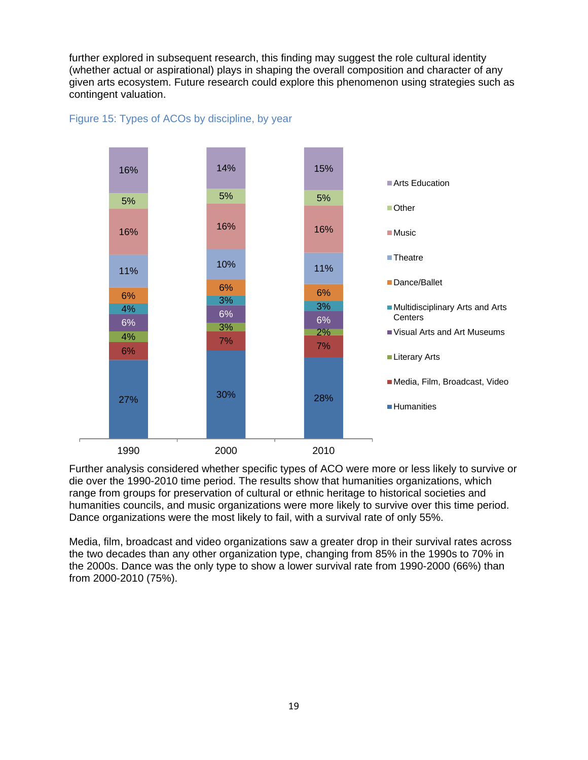further explored in subsequent research, this finding may suggest the role cultural identity (whether actual or aspirational) plays in shaping the overall composition and character of any given arts ecosystem. Future research could explore this phenomenon using strategies such as contingent valuation.

Figure 15: Types of ACOs by discipline, by year

1990
16%
5%
16%
11%
6%
4%
6%
4%
6%
27%

2000
14%
5%
16%
10%
6%
3%
6%
3%
7%
30%

2010
15%
5%
16%
11%
6%
3%
6%
2%
7%
28%

Arts Education
Other
Music
Theatre
Dance/Ballet
Multidisciplinary Arts and Arts Centers
Visual Arts and Art Museums
Literary Arts
Media, Film, Broadcast, Video
Humanities

Further analysis considered whether specific types of ACO were more or less likely to survive or die over the 1990-2010 time period. The results show that humanities organizations, which range from groups for preservation of cultural or ethnic heritage to historical societies and humanities councils, and music organizations were more likely to survive over this time period. Dance organizations were the most likely to fail, with a survival rate of only 55%.

Media, film, broadcast and video organizations saw a greater drop in their survival rates across the two decades than any other organization type, changing from 85% in the 1990s to 70% in the 2000s. Dance was the only type to show a lower survival rate from 1990-2000 (66%) than from 2000-2010 (75%).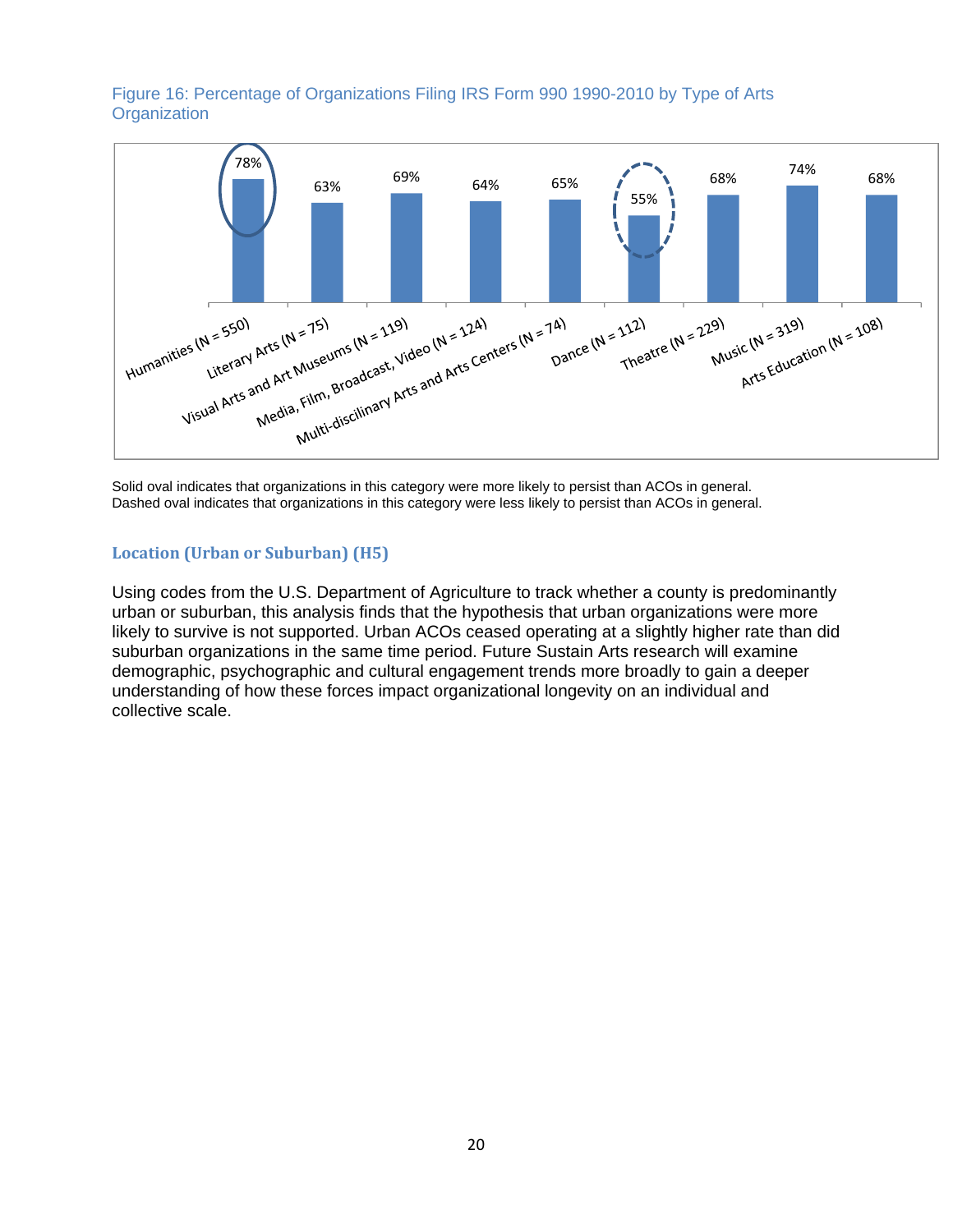Figure 16: Percentage of Organizations Filing IRS Form 990 1990-2010 by Type of Arts Organization

78%
63%
69%
64%
65%
55%
68%
74%
68%

Humanities (N = 550)
Literary Arts (N = 75)
Visual Arts and Art Museums (N = 119)
Media, Film, Broadcast, Video (N = 124)
Multi-discilinary Arts and Arts Centers (N = 74)
Dance (N = 112)
Theatre (N = 229)
Music (N = 319)
Arts Education (N = 108)

Solid oval indicates that organizations in this category were more likely to persist than ACOs in general.
Dashed oval indicates that organizations in this category were less likely to persist than ACOs in general.

### Location (Urban or Suburban) (H5)

Using codes from the U.S. Department of Agriculture to track whether a county is predominantly urban or suburban, this analysis finds that the hypothesis that urban organizations were more likely to survive is not supported. Urban ACOs ceased operating at a slightly higher rate than did suburban organizations in the same time period. Future Sustain Arts research will examine demographic, psychographic and cultural engagement trends more broadly to gain a deeper understanding of how these forces impact organizational longevity on an individual and collective scale.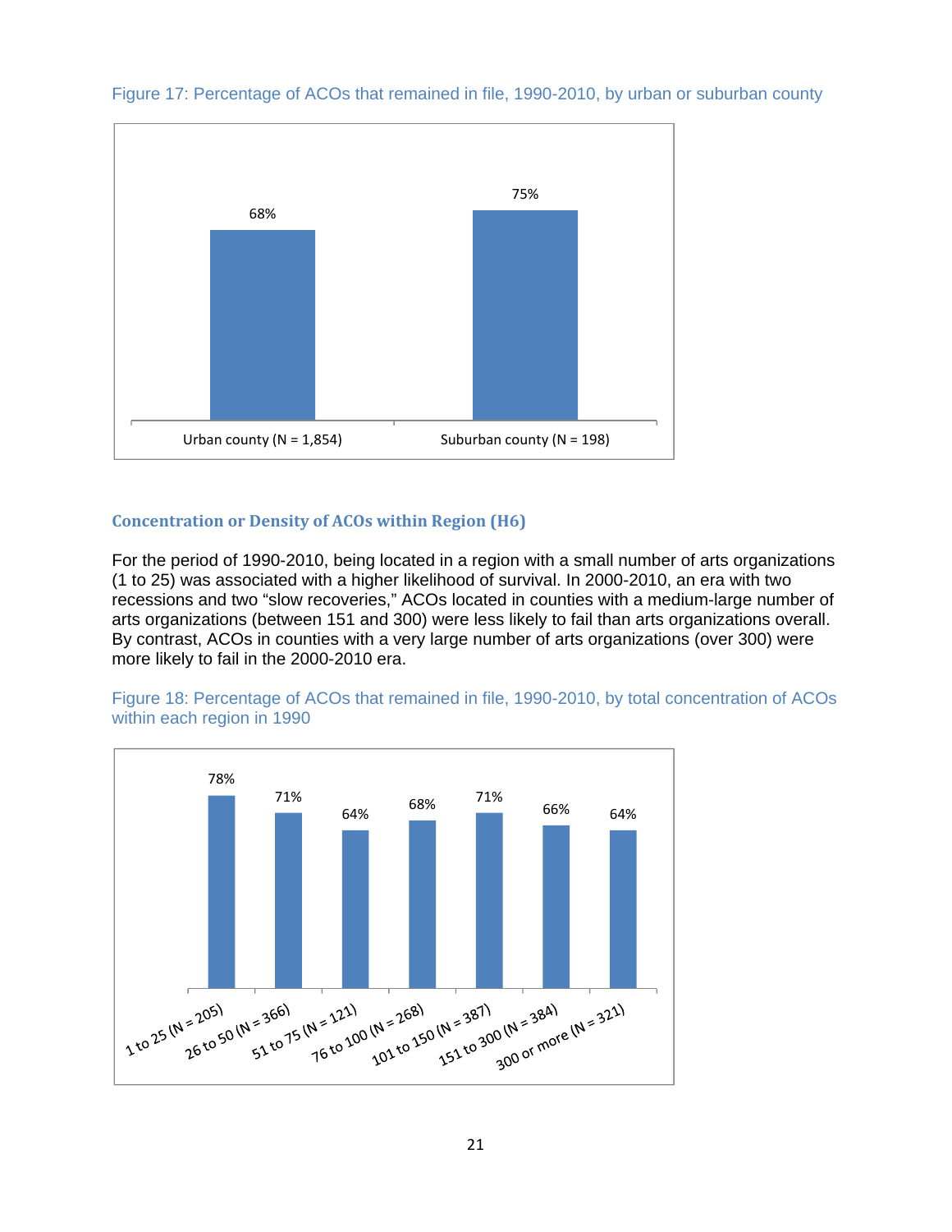Figure 17: Percentage of ACOs that remained in file, 1990-2010, by urban or suburban county

68%

75%

Urban county (N = 1,854)

Suburban county (N = 198)

### Concentration or Density of ACOs within Region (H6)

For the period of 1990-2010, being located in a region with a small number of arts organizations (1 to 25) was associated with a higher likelihood of survival. In 2000-2010, an era with two recessions and two "slow recoveries," ACOs located in counties with a medium-large number of arts organizations (between 151 and 300) were less likely to fail than arts organizations overall. By contrast, ACOs in counties with a very large number of arts organizations (over 300) were more likely to fail in the 2000-2010 era.

Figure 18: Percentage of ACOs that remained in file, 1990-2010, by total concentration of ACOs within each region in 1990

78%

71%

64%

68%

71%

66%

64%

1 to 25 (N = 205)

26 to 50 (N = 366)

51 to 75 (N = 121)

76 to 100 (N = 268)

101 to 150 (N = 387)

151 to 300 (N = 384)

300 or more (N = 321)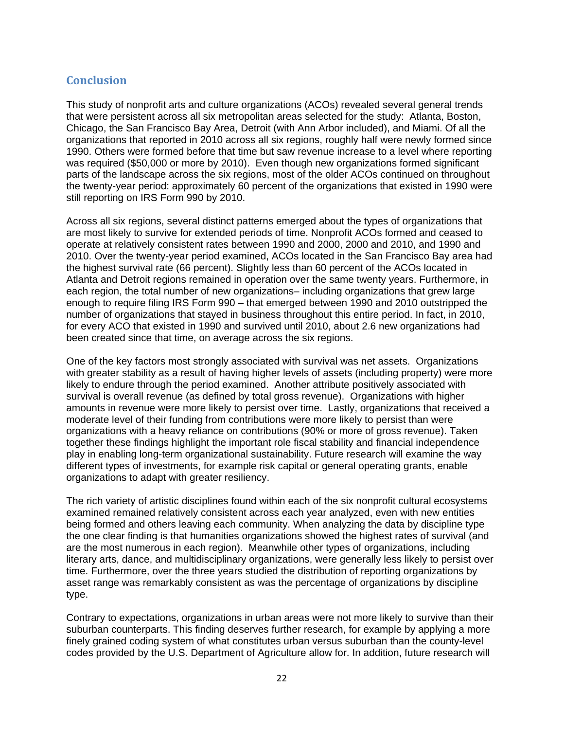## Conclusion

This study of nonprofit arts and culture organizations (ACOs) revealed several general trends that were persistent across all six metropolitan areas selected for the study: Atlanta, Boston, Chicago, the San Francisco Bay Area, Detroit (with Ann Arbor included), and Miami. Of all the organizations that reported in 2010 across all six regions, roughly half were newly formed since 1990. Others were formed before that time but saw revenue increase to a level where reporting was required ($50,000 or more by 2010). Even though new organizations formed significant parts of the landscape across the six regions, most of the older ACOs continued on throughout the twenty-year period: approximately 60 percent of the organizations that existed in 1990 were still reporting on IRS Form 990 by 2010.

Across all six regions, several distinct patterns emerged about the types of organizations that are most likely to survive for extended periods of time. Nonprofit ACOs formed and ceased to operate at relatively consistent rates between 1990 and 2000, 2000 and 2010, and 1990 and 2010. Over the twenty-year period examined, ACOs located in the San Francisco Bay area had the highest survival rate (66 percent). Slightly less than 60 percent of the ACOs located in Atlanta and Detroit regions remained in operation over the same twenty years. Furthermore, in each region, the total number of new organizations– including organizations that grew large enough to require filing IRS Form 990 – that emerged between 1990 and 2010 outstripped the number of organizations that stayed in business throughout this entire period. In fact, in 2010, for every ACO that existed in 1990 and survived until 2010, about 2.6 new organizations had been created since that time, on average across the six regions.

One of the key factors most strongly associated with survival was net assets. Organizations with greater stability as a result of having higher levels of assets (including property) were more likely to endure through the period examined. Another attribute positively associated with survival is overall revenue (as defined by total gross revenue). Organizations with higher amounts in revenue were more likely to persist over time. Lastly, organizations that received a moderate level of their funding from contributions were more likely to persist than were organizations with a heavy reliance on contributions (90% or more of gross revenue). Taken together these findings highlight the important role fiscal stability and financial independence play in enabling long-term organizational sustainability. Future research will examine the way different types of investments, for example risk capital or general operating grants, enable organizations to adapt with greater resiliency.

The rich variety of artistic disciplines found within each of the six nonprofit cultural ecosystems examined remained relatively consistent across each year analyzed, even with new entities being formed and others leaving each community. When analyzing the data by discipline type the one clear finding is that humanities organizations showed the highest rates of survival (and are the most numerous in each region). Meanwhile other types of organizations, including literary arts, dance, and multidisciplinary organizations, were generally less likely to persist over time. Furthermore, over the three years studied the distribution of reporting organizations by asset range was remarkably consistent as was the percentage of organizations by discipline type.

Contrary to expectations, organizations in urban areas were not more likely to survive than their suburban counterparts. This finding deserves further research, for example by applying a more finely grained coding system of what constitutes urban versus suburban than the county-level codes provided by the U.S. Department of Agriculture allow for. In addition, future research will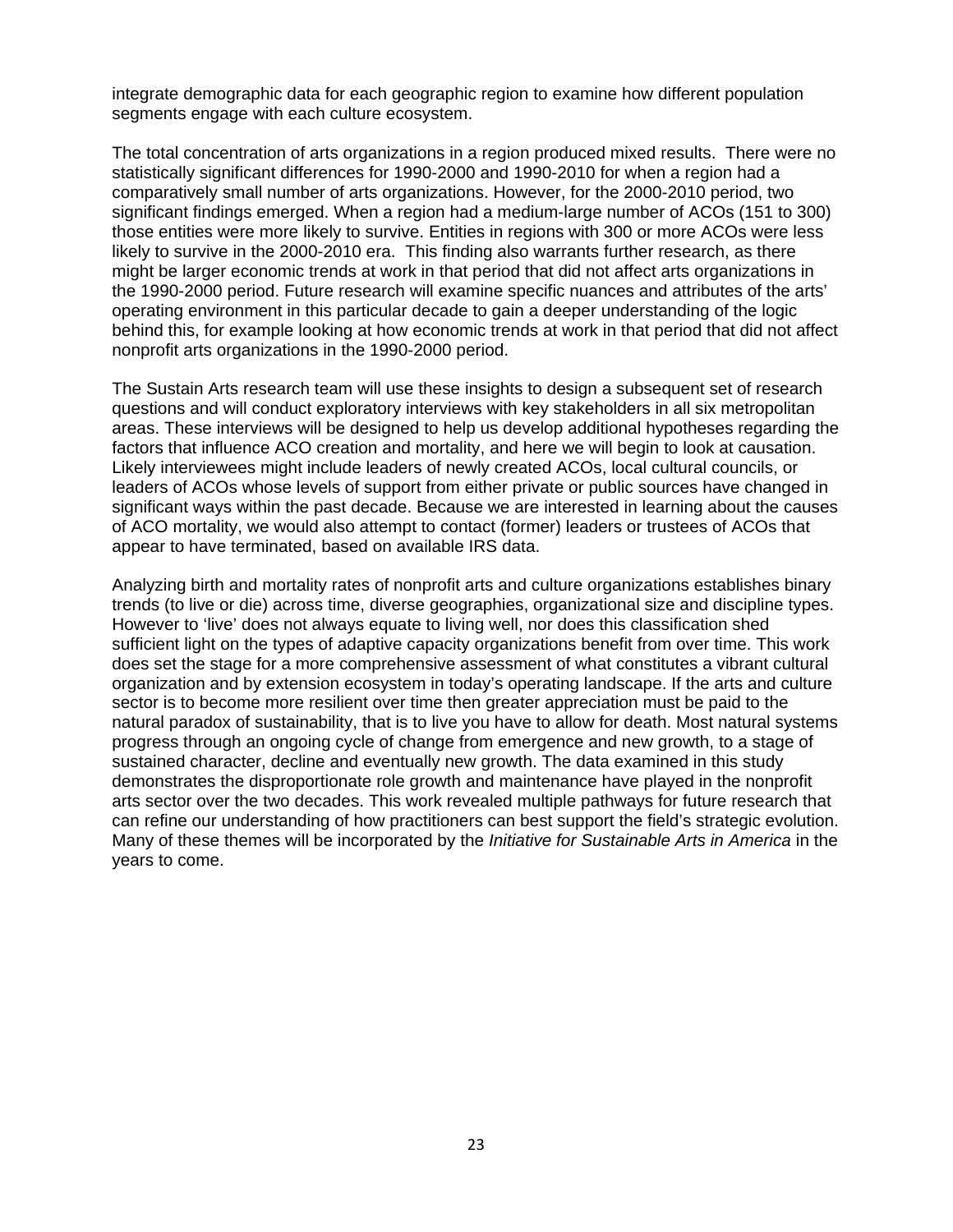integrate demographic data for each geographic region to examine how different population segments engage with each culture ecosystem.

The total concentration of arts organizations in a region produced mixed results. There were no statistically significant differences for 1990-2000 and 1990-2010 for when a region had a comparatively small number of arts organizations. However, for the 2000-2010 period, two significant findings emerged. When a region had a medium-large number of ACOs (151 to 300) those entities were more likely to survive. Entities in regions with 300 or more ACOs were less likely to survive in the 2000-2010 era. This finding also warrants further research, as there might be larger economic trends at work in that period that did not affect arts organizations in the 1990-2000 period. Future research will examine specific nuances and attributes of the arts' operating environment in this particular decade to gain a deeper understanding of the logic behind this, for example looking at how economic trends at work in that period that did not affect nonprofit arts organizations in the 1990-2000 period.

The Sustain Arts research team will use these insights to design a subsequent set of research questions and will conduct exploratory interviews with key stakeholders in all six metropolitan areas. These interviews will be designed to help us develop additional hypotheses regarding the factors that influence ACO creation and mortality, and here we will begin to look at causation. Likely interviewees might include leaders of newly created ACOs, local cultural councils, or leaders of ACOs whose levels of support from either private or public sources have changed in significant ways within the past decade. Because we are interested in learning about the causes of ACO mortality, we would also attempt to contact (former) leaders or trustees of ACOs that appear to have terminated, based on available IRS data.

Analyzing birth and mortality rates of nonprofit arts and culture organizations establishes binary trends (to live or die) across time, diverse geographies, organizational size and discipline types. However to 'live' does not always equate to living well, nor does this classification shed sufficient light on the types of adaptive capacity organizations benefit from over time. This work does set the stage for a more comprehensive assessment of what constitutes a vibrant cultural organization and by extension ecosystem in today's operating landscape. If the arts and culture sector is to become more resilient over time then greater appreciation must be paid to the natural paradox of sustainability, that is to live you have to allow for death. Most natural systems progress through an ongoing cycle of change from emergence and new growth, to a stage of sustained character, decline and eventually new growth. The data examined in this study demonstrates the disproportionate role growth and maintenance have played in the nonprofit arts sector over the two decades. This work revealed multiple pathways for future research that can refine our understanding of how practitioners can best support the field's strategic evolution. Many of these themes will be incorporated by the *Initiative for Sustainable Arts in America* in the years to come.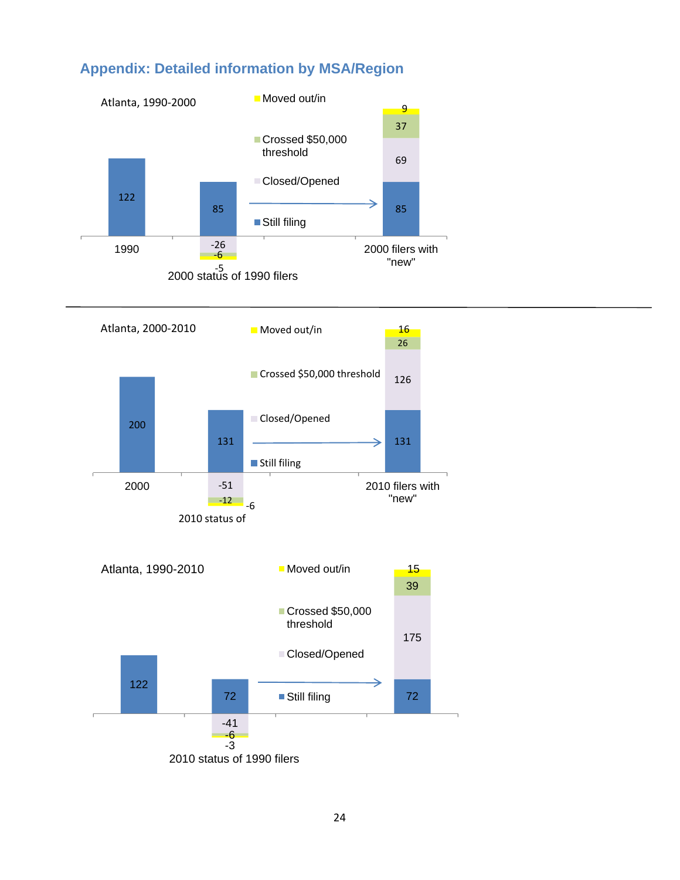## Appendix: Detailed information by MSA/Region

Atlanta, 1990-2000

Moved out/in

Crossed $50,000 threshold

Closed/Opened

Still filing

122

85

-26

-6

-5

9

37

69

85

1990

2000 status of 1990 filers

2000 filers with "new"

Atlanta, 2000-2010

Moved out/in

Crossed $50,000 threshold

Closed/Opened

Still filing

200

131

-51

-12

-6

16

26

126

131

2000

2010 status of

2010 filers with "new"

Atlanta, 1990-2010

Moved out/in

Crossed $50,000 threshold

Closed/Opened

Still filing

122

72

-41

-6

-3

15

39

175

72

2010 status of 1990 filers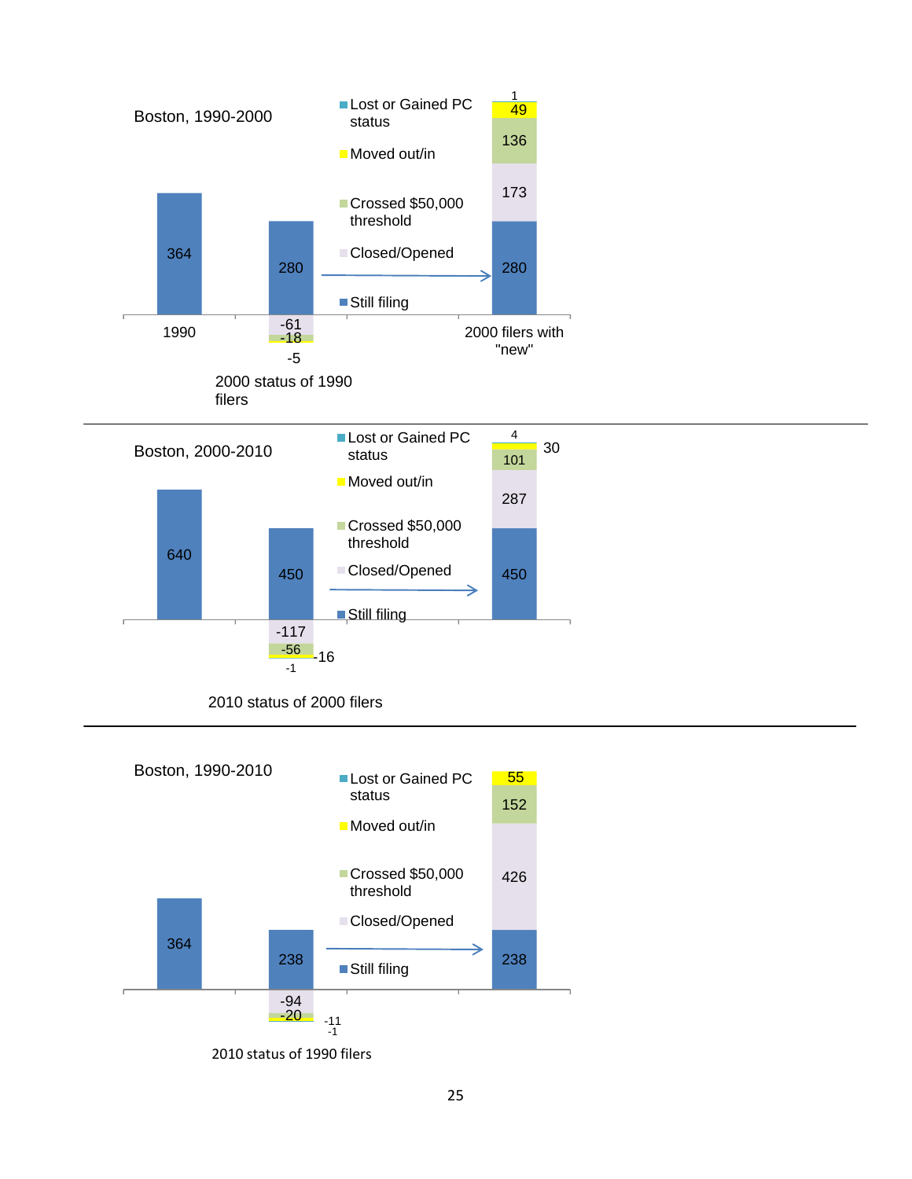Boston, 1990-2000

Lost or Gained PC status

Moved out/in

Crossed $50,000 threshold

Closed/Opened

Still filing

364

280

-61

-18

-5

1990

2000 status of 1990 filers

1

49

136

173

280

2000 filers with "new"

Boston, 2000-2010

Lost or Gained PC status

Moved out/in

Crossed $50,000 threshold

Closed/Opened

Still filing

640

450

-117

-56

-16

-1

2010 status of 2000 filers

4

30

101

287

450

Boston, 1990-2010

Lost or Gained PC status

Moved out/in

Crossed $50,000 threshold

Closed/Opened

Still filing

364

238

-94

-20

-11

-1

2010 status of 1990 filers

55

152

426

238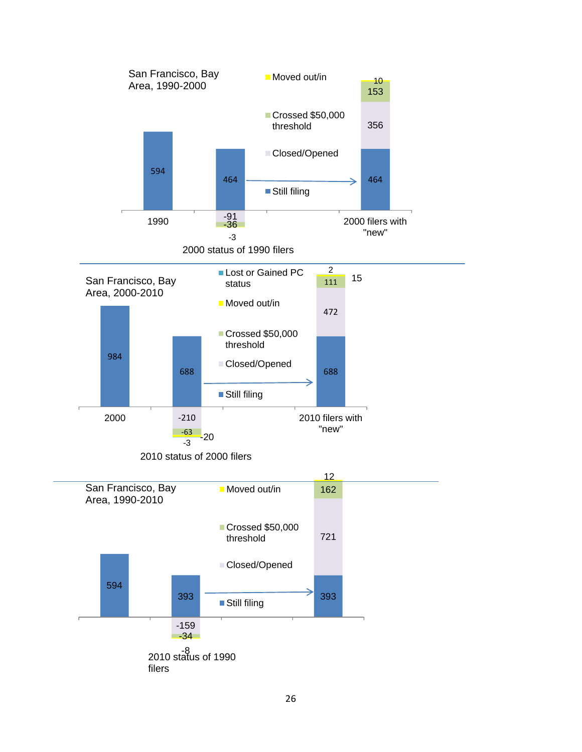San Francisco, Bay Area, 1990-2000

Moved out/in

Crossed $50,000 threshold

Closed/Opened

Still filing

594

464

-91

-36

-3

10

153

356

464

1990

2000 filers with "new"

2000 status of 1990 filers

San Francisco, Bay Area, 2000-2010

Lost or Gained PC status

Moved out/in

Crossed $50,000 threshold

Closed/Opened

Still filing

984

688

-210

-63

-3

-20

2

111

15

472

688

2000

2010 filers with "new"

2010 status of 2000 filers

San Francisco, Bay Area, 1990-2010

Moved out/in

Crossed $50,000 threshold

Closed/Opened

Still filing

594

393

-159

-34

-8

12

162

721

393

2010 status of 1990 filers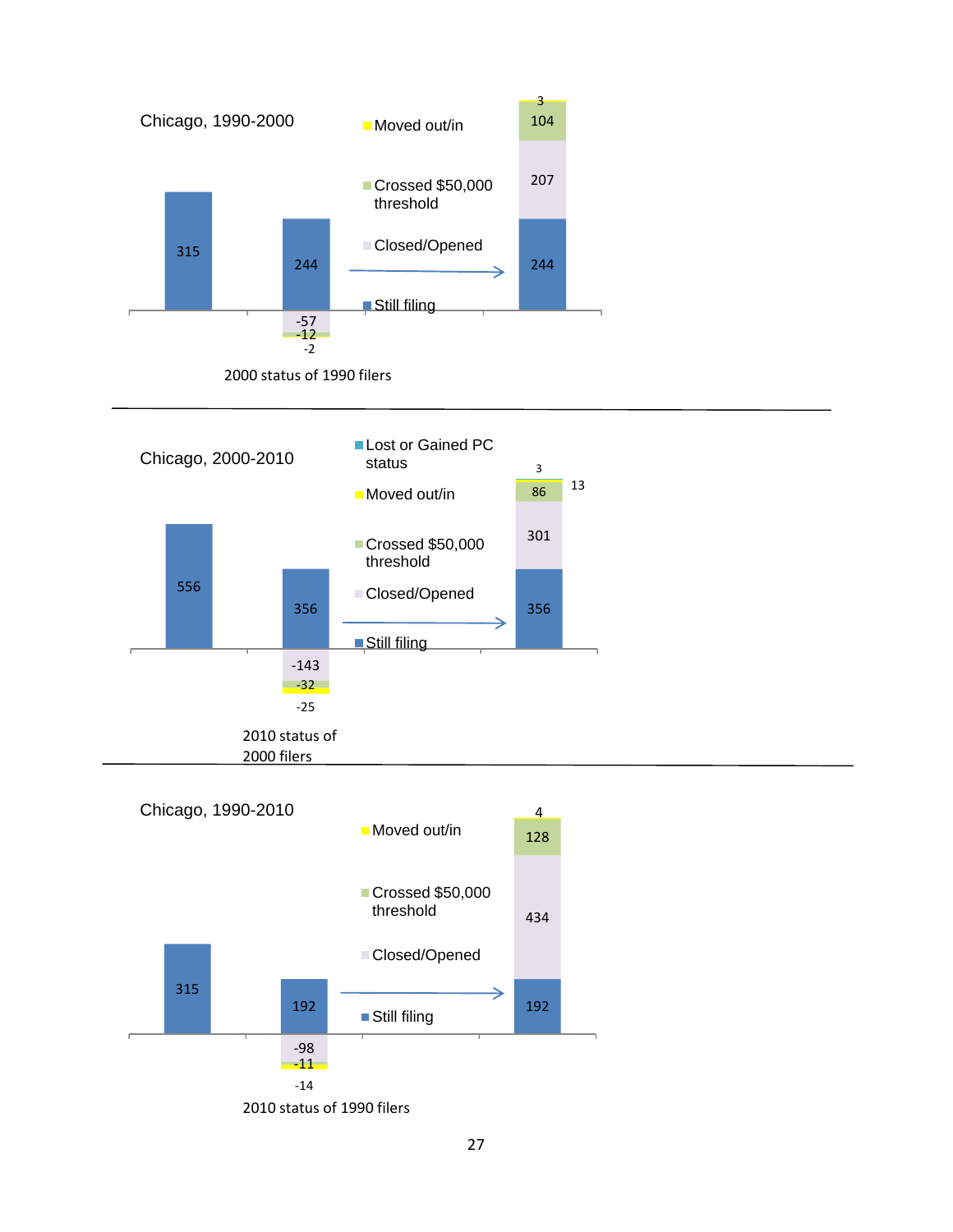Chicago, 1990-2000

Moved out/in

Crossed $50,000 threshold

Closed/Opened

Still filing

315

244

-57

-12

-2

3

104

207

244

2000 status of 1990 filers

Chicago, 2000-2010

Lost or Gained PC status

Moved out/in

Crossed $50,000 threshold

Closed/Opened

Still filing

556

356

-143

-32

-25

3

13

86

301

356

2010 status of 2000 filers

Chicago, 1990-2010

Moved out/in

Crossed $50,000 threshold

Closed/Opened

Still filing

315

192

-98

-11

-14

4

128

434

192

2010 status of 1990 filers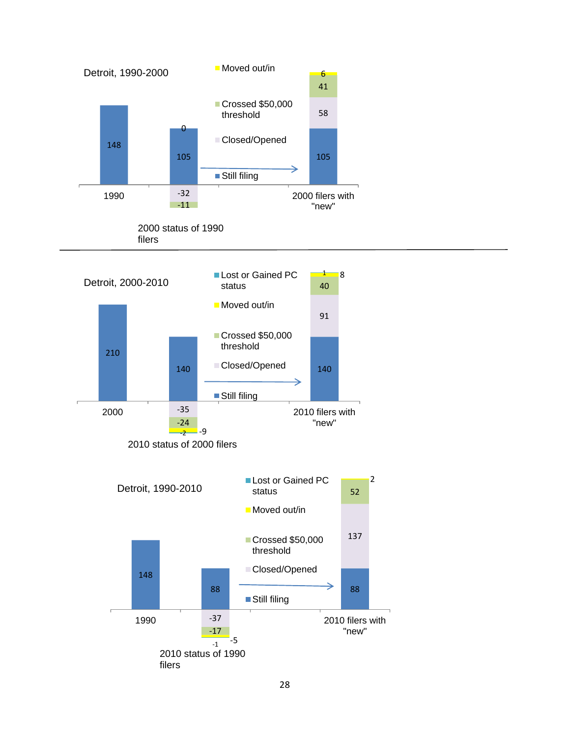Detroit, 1990-2000

Moved out/in

Crossed $50,000 threshold

Closed/Opened

Still filing

148

0

105

-32

-11

6

41

58

105

1990

2000 status of 1990 filers

2000 filers with "new"

Detroit, 2000-2010

Lost or Gained PC status

Moved out/in

Crossed $50,000 threshold

Closed/Opened

Still filing

210

140

-35

-24

-2

-9

1

8

40

91

140

2000

2010 status of 2000 filers

2010 filers with "new"

Detroit, 1990-2010

Lost or Gained PC status

Moved out/in

Crossed $50,000 threshold

Closed/Opened

Still filing

148

88

-37

-17

-1

-5

2

52

137

88

1990

2010 status of 1990 filers

2010 filers with "new"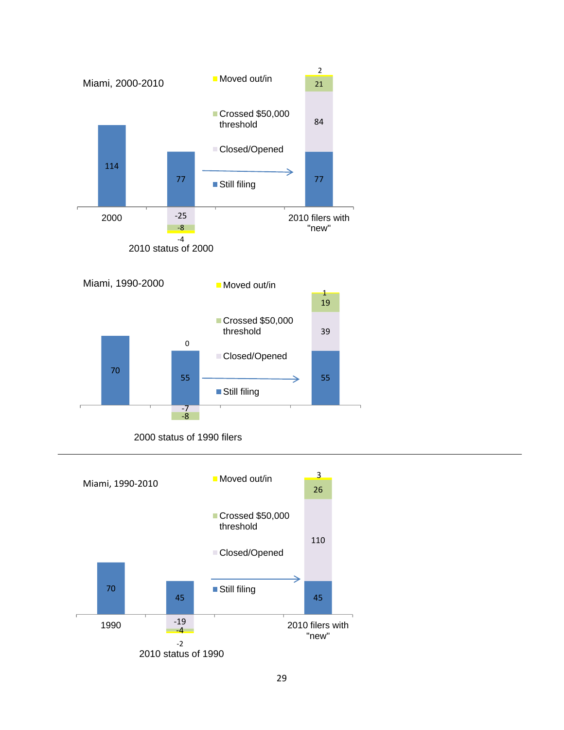Miami, 2000-2010

Moved out/in

Crossed $50,000 threshold

Closed/Opened

Still filing

2000

114

77

-25

-8

-4

2

21

84

77

2010 filers with "new"

2010 status of 2000

Miami, 1990-2000

Moved out/in

Crossed $50,000 threshold

Closed/Opened

Still filing

70

0

55

-7

-8

1

19

39

55

2000 status of 1990 filers

---

Miami, 1990-2010

Moved out/in

Crossed $50,000 threshold

Closed/Opened

Still filing

1990

70

45

-19

-4

-2

3

26

110

45

2010 filers with "new"

2010 status of 1990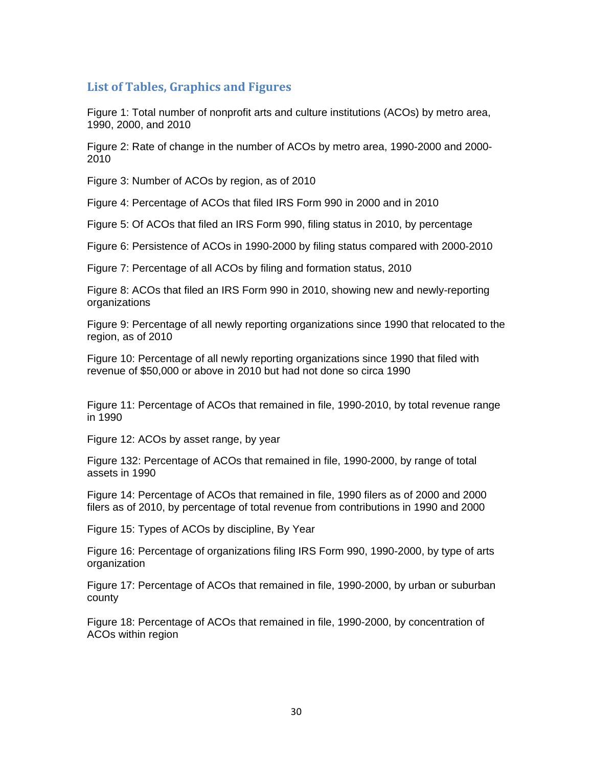## List of Tables, Graphics and Figures

Figure 1: Total number of nonprofit arts and culture institutions (ACOs) by metro area, 1990, 2000, and 2010

Figure 2: Rate of change in the number of ACOs by metro area, 1990-2000 and 2000-2010

Figure 3: Number of ACOs by region, as of 2010

Figure 4: Percentage of ACOs that filed IRS Form 990 in 2000 and in 2010

Figure 5: Of ACOs that filed an IRS Form 990, filing status in 2010, by percentage

Figure 6: Persistence of ACOs in 1990-2000 by filing status compared with 2000-2010

Figure 7: Percentage of all ACOs by filing and formation status, 2010

Figure 8: ACOs that filed an IRS Form 990 in 2010, showing new and newly-reporting organizations

Figure 9: Percentage of all newly reporting organizations since 1990 that relocated to the region, as of 2010

Figure 10: Percentage of all newly reporting organizations since 1990 that filed with revenue of $50,000 or above in 2010 but had not done so circa 1990

Figure 11: Percentage of ACOs that remained in file, 1990-2010, by total revenue range in 1990

Figure 12: ACOs by asset range, by year

Figure 132: Percentage of ACOs that remained in file, 1990-2000, by range of total assets in 1990

Figure 14: Percentage of ACOs that remained in file, 1990 filers as of 2000 and 2000 filers as of 2010, by percentage of total revenue from contributions in 1990 and 2000

Figure 15: Types of ACOs by discipline, By Year

Figure 16: Percentage of organizations filing IRS Form 990, 1990-2000, by type of arts organization

Figure 17: Percentage of ACOs that remained in file, 1990-2000, by urban or suburban county

Figure 18: Percentage of ACOs that remained in file, 1990-2000, by concentration of ACOs within region